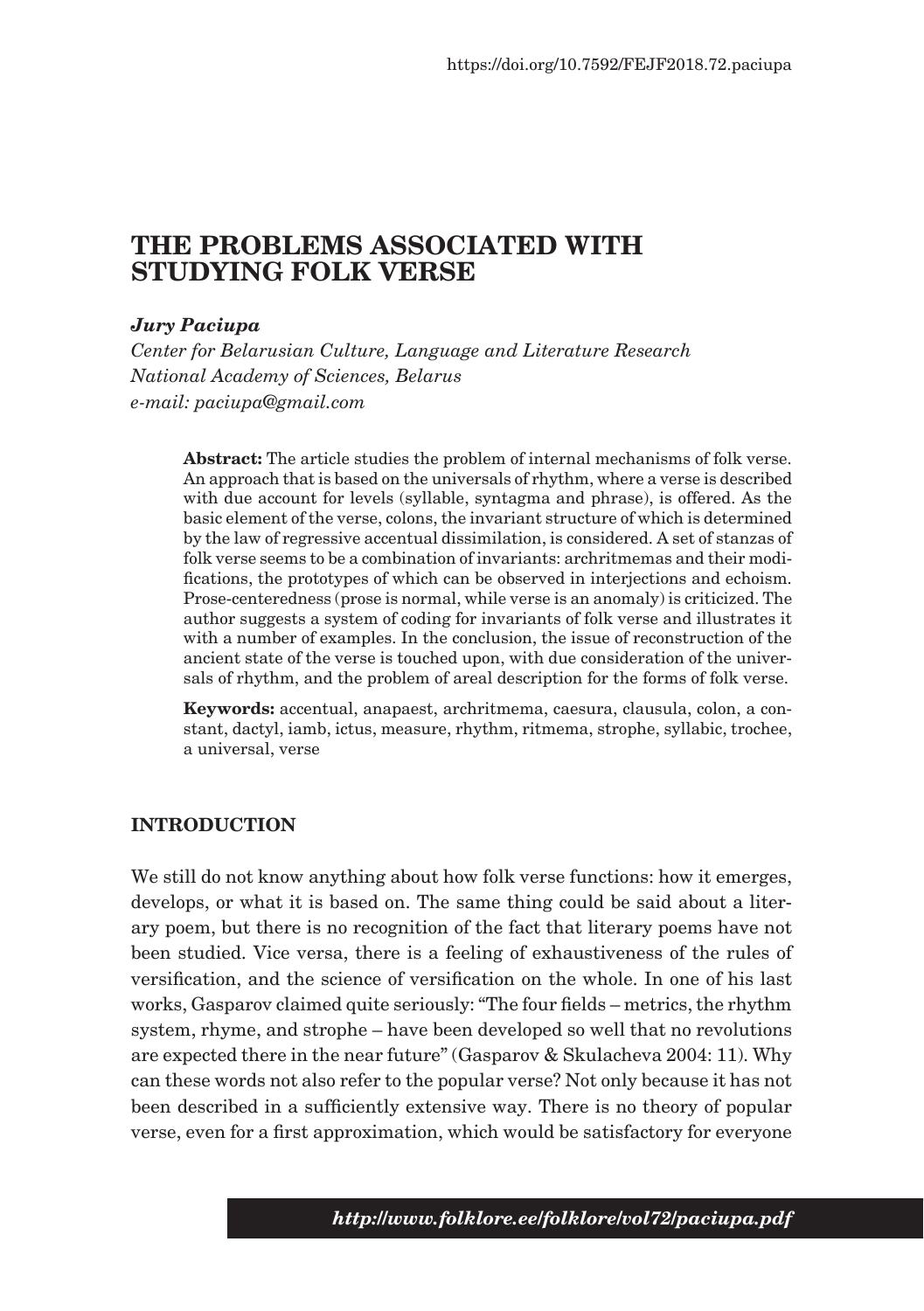https://doi.org/10.7592/FEJF2018.72.paciupa

# THE PROBLEMS ASSOCIATED WITH STUDYING FOLK VERSE

***Jury Paciupa***

*Center for Belarusian Culture, Language and Literature Research*
*National Academy of Sciences, Belarus*
*e-mail: paciupa@gmail.com*

**Abstract:** The article studies the problem of internal mechanisms of folk verse. An approach that is based on the universals of rhythm, where a verse is described with due account for levels (syllable, syntagma and phrase), is offered. As the basic element of the verse, colons, the invariant structure of which is determined by the law of regressive accentual dissimilation, is considered. A set of stanzas of folk verse seems to be a combination of invariants: archritmemas and their modifications, the prototypes of which can be observed in interjections and echoism. Prose-centeredness (prose is normal, while verse is an anomaly) is criticized. The author suggests a system of coding for invariants of folk verse and illustrates it with a number of examples. In the conclusion, the issue of reconstruction of the ancient state of the verse is touched upon, with due consideration of the universals of rhythm, and the problem of areal description for the forms of folk verse.

**Keywords:** accentual, anapaest, archritmema, caesura, clausula, colon, a constant, dactyl, iamb, ictus, measure, rhythm, ritmema, strophe, syllabic, trochee, a universal, verse

## INTRODUCTION

We still do not know anything about how folk verse functions: how it emerges, develops, or what it is based on. The same thing could be said about a literary poem, but there is no recognition of the fact that literary poems have not been studied. Vice versa, there is a feeling of exhaustiveness of the rules of versification, and the science of versification on the whole. In one of his last works, Gasparov claimed quite seriously: "The four fields – metrics, the rhythm system, rhyme, and strophe – have been developed so well that no revolutions are expected there in the near future" (Gasparov & Skulacheva 2004: 11). Why can these words not also refer to the popular verse? Not only because it has not been described in a sufficiently extensive way. There is no theory of popular verse, even for a first approximation, which would be satisfactory for everyone

***http://www.folklore.ee/folklore/vol72/paciupa.pdf***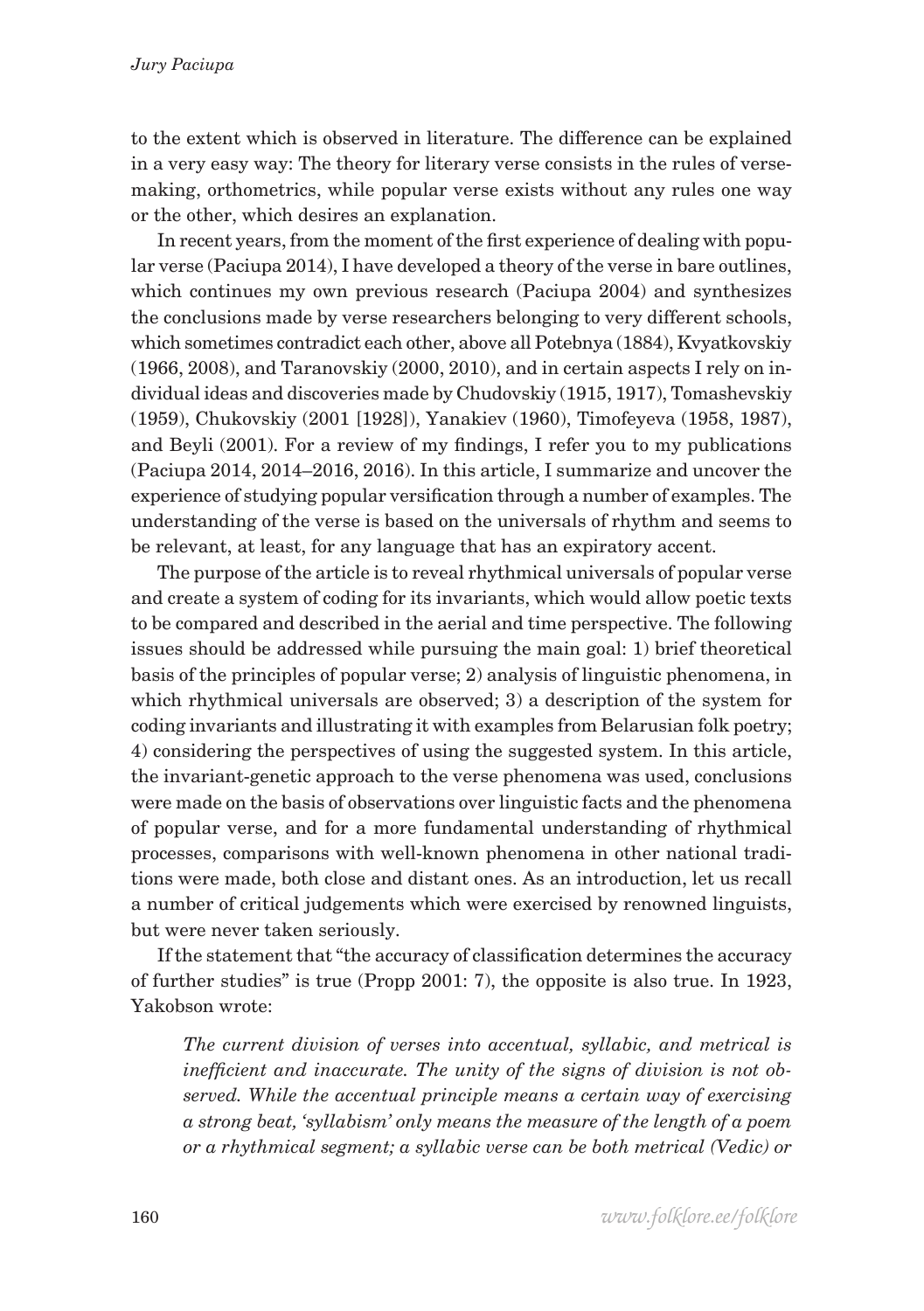to the extent which is observed in literature. The difference can be explained in a very easy way: The theory for literary verse consists in the rules of verse-making, orthometrics, while popular verse exists without any rules one way or the other, which desires an explanation.

In recent years, from the moment of the first experience of dealing with popular verse (Paciupa 2014), I have developed a theory of the verse in bare outlines, which continues my own previous research (Paciupa 2004) and synthesizes the conclusions made by verse researchers belonging to very different schools, which sometimes contradict each other, above all Potebnya (1884), Kvyatkovskiy (1966, 2008), and Taranovskiy (2000, 2010), and in certain aspects I rely on individual ideas and discoveries made by Chudovskiy (1915, 1917), Tomashevskiy (1959), Chukovskiy (2001 [1928]), Yanakiev (1960), Timofeyeva (1958, 1987), and Beyli (2001). For a review of my findings, I refer you to my publications (Paciupa 2014, 2014–2016, 2016). In this article, I summarize and uncover the experience of studying popular versification through a number of examples. The understanding of the verse is based on the universals of rhythm and seems to be relevant, at least, for any language that has an expiratory accent.

The purpose of the article is to reveal rhythmical universals of popular verse and create a system of coding for its invariants, which would allow poetic texts to be compared and described in the aerial and time perspective. The following issues should be addressed while pursuing the main goal: 1) brief theoretical basis of the principles of popular verse; 2) analysis of linguistic phenomena, in which rhythmical universals are observed; 3) a description of the system for coding invariants and illustrating it with examples from Belarusian folk poetry; 4) considering the perspectives of using the suggested system. In this article, the invariant-genetic approach to the verse phenomena was used, conclusions were made on the basis of observations over linguistic facts and the phenomena of popular verse, and for a more fundamental understanding of rhythmical processes, comparisons with well-known phenomena in other national traditions were made, both close and distant ones. As an introduction, let us recall a number of critical judgements which were exercised by renowned linguists, but were never taken seriously.

If the statement that "the accuracy of classification determines the accuracy of further studies" is true (Propp 2001: 7), the opposite is also true. In 1923, Yakobson wrote:

> *The current division of verses into accentual, syllabic, and metrical is inefficient and inaccurate. The unity of the signs of division is not observed. While the accentual principle means a certain way of exercising a strong beat, 'syllabism' only means the measure of the length of a poem or a rhythmical segment; a syllabic verse can be both metrical (Vedic) or*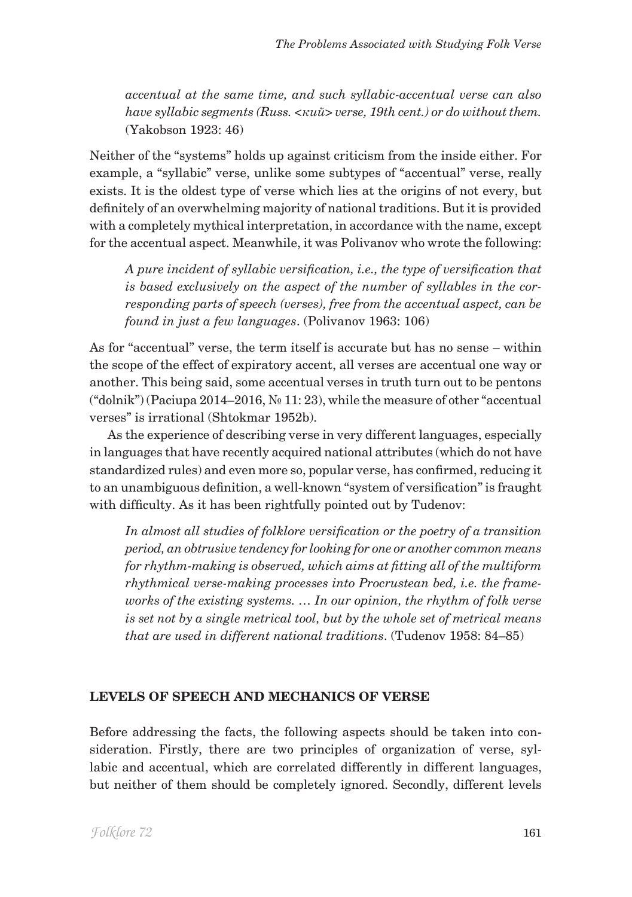*accentual at the same time, and such syllabic-accentual verse can also have syllabic segments (Russ. <кий> verse, 19th cent.) or do without them.* (Yakobson 1923: 46)

Neither of the "systems" holds up against criticism from the inside either. For example, a "syllabic" verse, unlike some subtypes of "accentual" verse, really exists. It is the oldest type of verse which lies at the origins of not every, but definitely of an overwhelming majority of national traditions. But it is provided with a completely mythical interpretation, in accordance with the name, except for the accentual aspect. Meanwhile, it was Polivanov who wrote the following:

> *A pure incident of syllabic versification, i.e., the type of versification that is based exclusively on the aspect of the number of syllables in the corresponding parts of speech (verses), free from the accentual aspect, can be found in just a few languages*. (Polivanov 1963: 106)

As for "accentual" verse, the term itself is accurate but has no sense – within the scope of the effect of expiratory accent, all verses are accentual one way or another. This being said, some accentual verses in truth turn out to be pentons ("dolnik") (Paciupa 2014–2016, № 11: 23), while the measure of other "accentual verses" is irrational (Shtokmar 1952b).

As the experience of describing verse in very different languages, especially in languages that have recently acquired national attributes (which do not have standardized rules) and even more so, popular verse, has confirmed, reducing it to an unambiguous definition, a well-known "system of versification" is fraught with difficulty. As it has been rightfully pointed out by Tudenov:

> *In almost all studies of folklore versification or the poetry of a transition period, an obtrusive tendency for looking for one or another common means for rhythm-making is observed, which aims at fitting all of the multiform rhythmical verse-making processes into Procrustean bed, i.e. the frameworks of the existing systems. … In our opinion, the rhythm of folk verse is set not by a single metrical tool, but by the whole set of metrical means that are used in different national traditions*. (Tudenov 1958: 84–85)

## LEVELS OF SPEECH AND MECHANICS OF VERSE

Before addressing the facts, the following aspects should be taken into consideration. Firstly, there are two principles of organization of verse, syllabic and accentual, which are correlated differently in different languages, but neither of them should be completely ignored. Secondly, different levels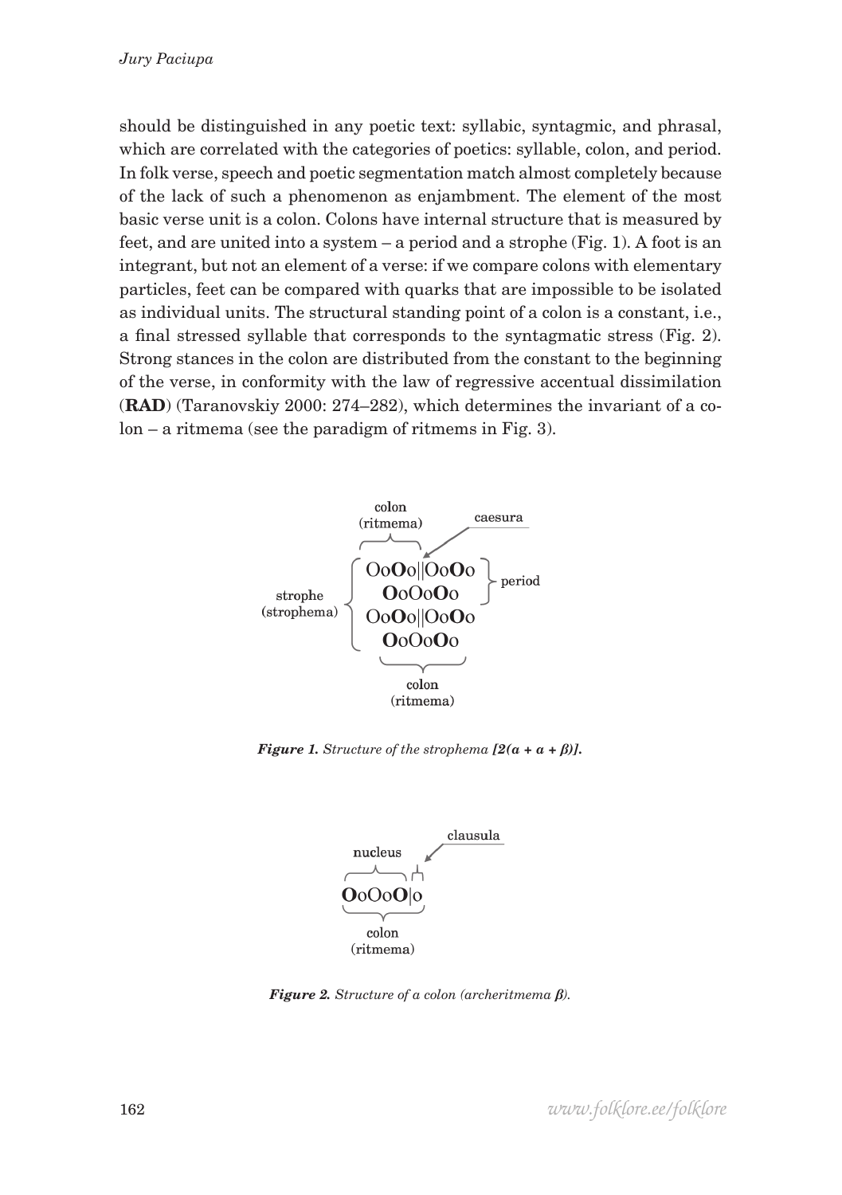should be distinguished in any poetic text: syllabic, syntagmic, and phrasal, which are correlated with the categories of poetics: syllable, colon, and period. In folk verse, speech and poetic segmentation match almost completely because of the lack of such a phenomenon as enjambment. The element of the most basic verse unit is a colon. Colons have internal structure that is measured by feet, and are united into a system – a period and a strophe (Fig. 1). A foot is an integrant, but not an element of a verse: if we compare colons with elementary particles, feet can be compared with quarks that are impossible to be isolated as individual units. The structural standing point of a colon is a constant, i.e., a final stressed syllable that corresponds to the syntagmatic stress (Fig. 2). Strong stances in the colon are distributed from the constant to the beginning of the verse, in conformity with the law of regressive accentual dissimilation (**RAD**) (Taranovskiy 2000: 274–282), which determines the invariant of a colon – a ritmema (see the paradigm of ritmems in Fig. 3).

```
                colon
              (ritmema)          caesura
              ┌───┴───┐        ↙
            ⎧ Oo**O**o||Oo**O**o ⎫
  strophe   ⎨   **O**oOo**O**o   ⎭ period
(strophema) ⎪ Oo**O**o||Oo**O**o
            ⎩   **O**oOo**O**o
              └───┬───┘
                colon
              (ritmema)
```

***Figure 1.** Structure of the strophema [2(α + α + β)].*

```
                  clausula
  nucleus       ↙
 ┌───┴───┐┌┐
 **O**oOo**O**|o
 └────┬────┘
    colon
  (ritmema)
```

***Figure 2.** Structure of a colon (archeritmema β).*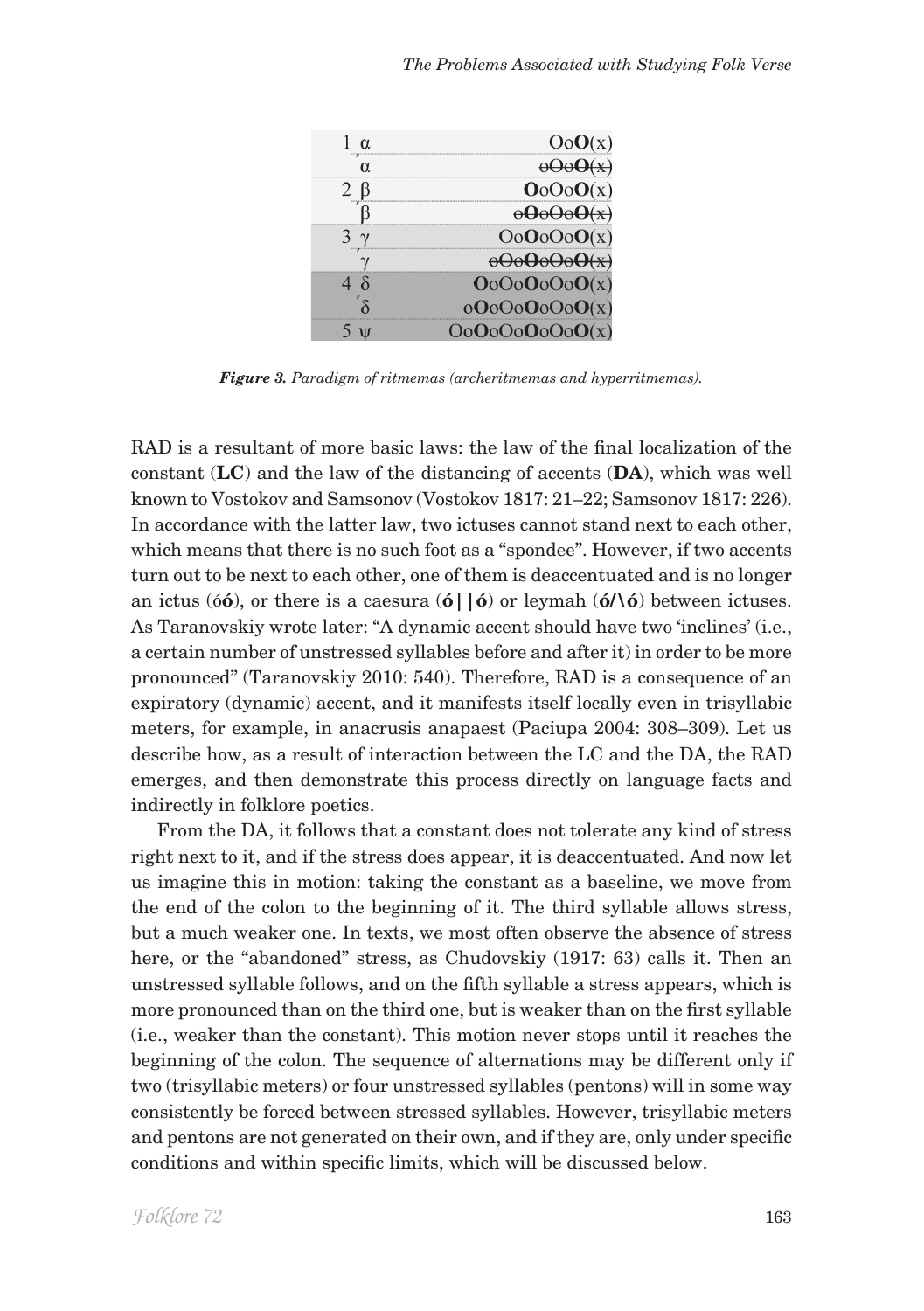| | |
|---|---|
| 1 α | Oo**O**(x) |
| ´α | ~~oOo**O**(x)~~ |
| 2 β | **O**oOo**O**(x) |
| ´β | ~~o**O**oOo**O**(x)~~ |
| 3 γ | Oo**O**oOo**O**(x) |
| ´γ | ~~oOo**O**oOo**O**(x)~~ |
| 4 δ | **O**oOo**O**oOo**O**(x) |
| ´δ | ~~o**O**oOo**O**oOo**O**(x)~~ |
| 5 ψ | Oo**O**oOo**O**oOo**O**(x) |

***Figure 3.*** *Paradigm of ritmemas (archeritmemas and hyperritmemas).*

RAD is a resultant of more basic laws: the law of the final localization of the constant (**LC**) and the law of the distancing of accents (**DA**), which was well known to Vostokov and Samsonov (Vostokov 1817: 21–22; Samsonov 1817: 226). In accordance with the latter law, two ictuses cannot stand next to each other, which means that there is no such foot as a "spondee". However, if two accents turn out to be next to each other, one of them is deaccentuated and is no longer an ictus (ó**ó**), or there is a caesura (**ó||ó**) or leymah (**ó/\ó**) between ictuses. As Taranovskiy wrote later: "A dynamic accent should have two 'inclines' (i.e., a certain number of unstressed syllables before and after it) in order to be more pronounced" (Taranovskiy 2010: 540). Therefore, RAD is a consequence of an expiratory (dynamic) accent, and it manifests itself locally even in trisyllabic meters, for example, in anacrusis anapaest (Paciupa 2004: 308–309). Let us describe how, as a result of interaction between the LC and the DA, the RAD emerges, and then demonstrate this process directly on language facts and indirectly in folklore poetics.

From the DA, it follows that a constant does not tolerate any kind of stress right next to it, and if the stress does appear, it is deaccentuated. And now let us imagine this in motion: taking the constant as a baseline, we move from the end of the colon to the beginning of it. The third syllable allows stress, but a much weaker one. In texts, we most often observe the absence of stress here, or the "abandoned" stress, as Chudovskiy (1917: 63) calls it. Then an unstressed syllable follows, and on the fifth syllable a stress appears, which is more pronounced than on the third one, but is weaker than on the first syllable (i.e., weaker than the constant). This motion never stops until it reaches the beginning of the colon. The sequence of alternations may be different only if two (trisyllabic meters) or four unstressed syllables (pentons) will in some way consistently be forced between stressed syllables. However, trisyllabic meters and pentons are not generated on their own, and if they are, only under specific conditions and within specific limits, which will be discussed below.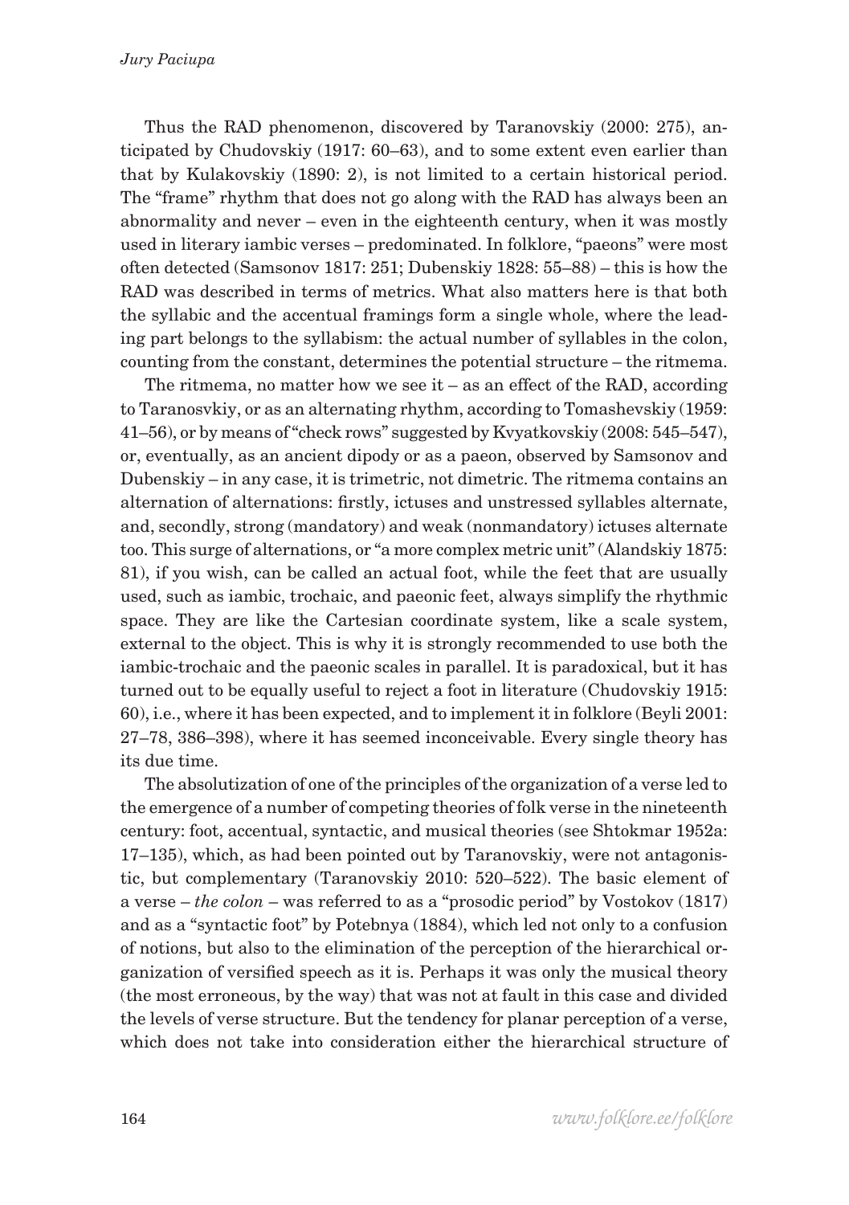Thus the RAD phenomenon, discovered by Taranovskiy (2000: 275), anticipated by Chudovskiy (1917: 60–63), and to some extent even earlier than that by Kulakovskiy (1890: 2), is not limited to a certain historical period. The "frame" rhythm that does not go along with the RAD has always been an abnormality and never – even in the eighteenth century, when it was mostly used in literary iambic verses – predominated. In folklore, "paeons" were most often detected (Samsonov 1817: 251; Dubenskiy 1828: 55–88) – this is how the RAD was described in terms of metrics. What also matters here is that both the syllabic and the accentual framings form a single whole, where the leading part belongs to the syllabism: the actual number of syllables in the colon, counting from the constant, determines the potential structure – the ritmema.

The ritmema, no matter how we see it – as an effect of the RAD, according to Taranosvkiy, or as an alternating rhythm, according to Tomashevskiy (1959: 41–56), or by means of "check rows" suggested by Kvyatkovskiy (2008: 545–547), or, eventually, as an ancient dipody or as a paeon, observed by Samsonov and Dubenskiy – in any case, it is trimetric, not dimetric. The ritmema contains an alternation of alternations: firstly, ictuses and unstressed syllables alternate, and, secondly, strong (mandatory) and weak (nonmandatory) ictuses alternate too. This surge of alternations, or "a more complex metric unit" (Alandskiy 1875: 81), if you wish, can be called an actual foot, while the feet that are usually used, such as iambic, trochaic, and paeonic feet, always simplify the rhythmic space. They are like the Cartesian coordinate system, like a scale system, external to the object. This is why it is strongly recommended to use both the iambic-trochaic and the paeonic scales in parallel. It is paradoxical, but it has turned out to be equally useful to reject a foot in literature (Chudovskiy 1915: 60), i.e., where it has been expected, and to implement it in folklore (Beyli 2001: 27–78, 386–398), where it has seemed inconceivable. Every single theory has its due time.

The absolutization of one of the principles of the organization of a verse led to the emergence of a number of competing theories of folk verse in the nineteenth century: foot, accentual, syntactic, and musical theories (see Shtokmar 1952a: 17–135), which, as had been pointed out by Taranovskiy, were not antagonistic, but complementary (Taranovskiy 2010: 520–522). The basic element of a verse – *the colon* – was referred to as a "prosodic period" by Vostokov (1817) and as a "syntactic foot" by Potebnya (1884), which led not only to a confusion of notions, but also to the elimination of the perception of the hierarchical organization of versified speech as it is. Perhaps it was only the musical theory (the most erroneous, by the way) that was not at fault in this case and divided the levels of verse structure. But the tendency for planar perception of a verse, which does not take into consideration either the hierarchical structure of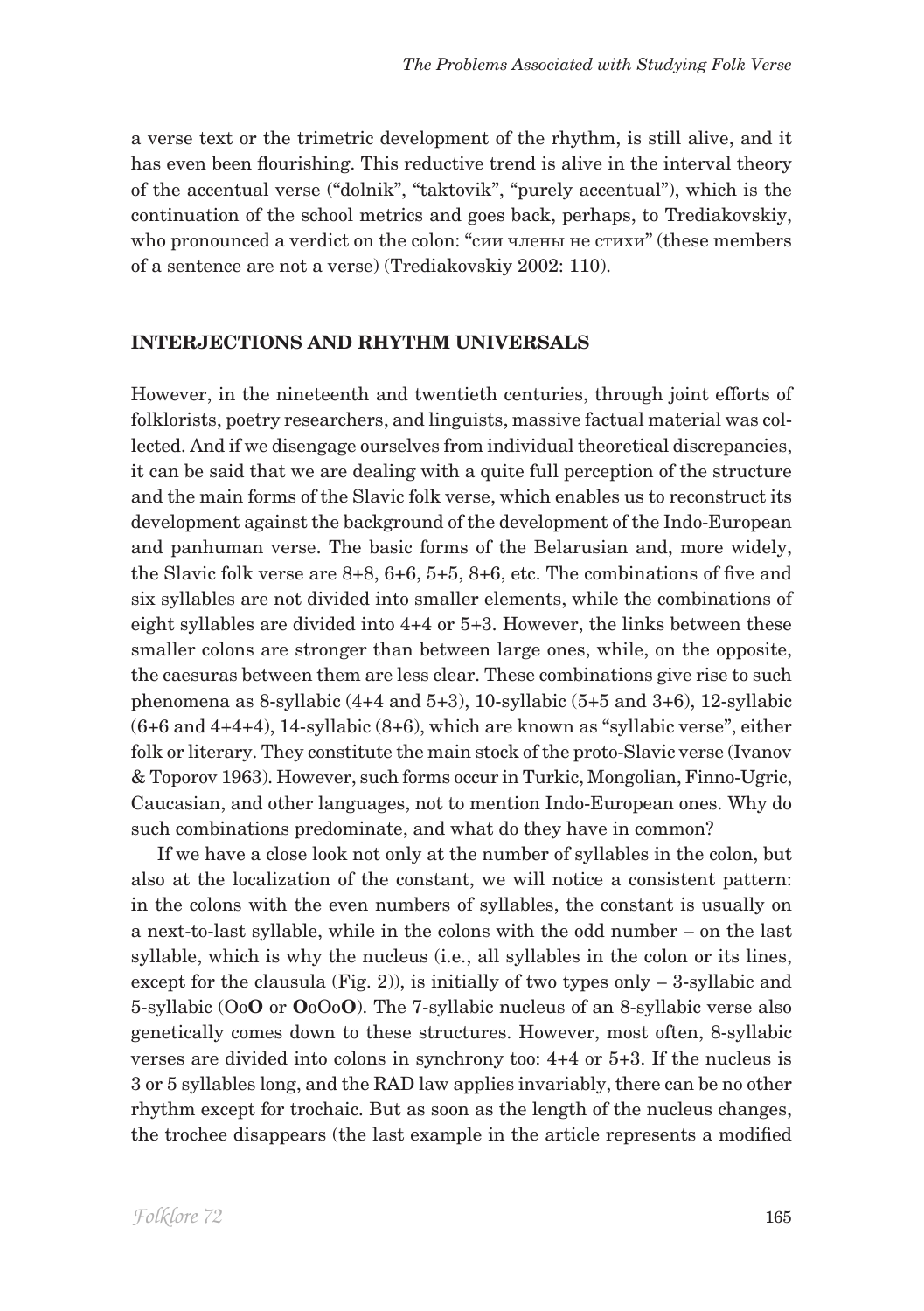a verse text or the trimetric development of the rhythm, is still alive, and it has even been flourishing. This reductive trend is alive in the interval theory of the accentual verse ("dolnik", "taktovik", "purely accentual"), which is the continuation of the school metrics and goes back, perhaps, to Trediakovskiy, who pronounced a verdict on the colon: "сии члены не стихи" (these members of a sentence are not a verse) (Trediakovskiy 2002: 110).

## INTERJECTIONS AND RHYTHM UNIVERSALS

However, in the nineteenth and twentieth centuries, through joint efforts of folklorists, poetry researchers, and linguists, massive factual material was collected. And if we disengage ourselves from individual theoretical discrepancies, it can be said that we are dealing with a quite full perception of the structure and the main forms of the Slavic folk verse, which enables us to reconstruct its development against the background of the development of the Indo-European and panhuman verse. The basic forms of the Belarusian and, more widely, the Slavic folk verse are 8+8, 6+6, 5+5, 8+6, etc. The combinations of five and six syllables are not divided into smaller elements, while the combinations of eight syllables are divided into 4+4 or 5+3. However, the links between these smaller colons are stronger than between large ones, while, on the opposite, the caesuras between them are less clear. These combinations give rise to such phenomena as 8-syllabic (4+4 and 5+3), 10-syllabic (5+5 and 3+6), 12-syllabic (6+6 and 4+4+4), 14-syllabic (8+6), which are known as "syllabic verse", either folk or literary. They constitute the main stock of the proto-Slavic verse (Ivanov & Toporov 1963). However, such forms occur in Turkic, Mongolian, Finno-Ugric, Caucasian, and other languages, not to mention Indo-European ones. Why do such combinations predominate, and what do they have in common?

If we have a close look not only at the number of syllables in the colon, but also at the localization of the constant, we will notice a consistent pattern: in the colons with the even numbers of syllables, the constant is usually on a next-to-last syllable, while in the colons with the odd number – on the last syllable, which is why the nucleus (i.e., all syllables in the colon or its lines, except for the clausula (Fig. 2)), is initially of two types only – 3-syllabic and 5-syllabic (Oo**O** or **O**oOo**O**). The 7-syllabic nucleus of an 8-syllabic verse also genetically comes down to these structures. However, most often, 8-syllabic verses are divided into colons in synchrony too: 4+4 or 5+3. If the nucleus is 3 or 5 syllables long, and the RAD law applies invariably, there can be no other rhythm except for trochaic. But as soon as the length of the nucleus changes, the trochee disappears (the last example in the article represents a modified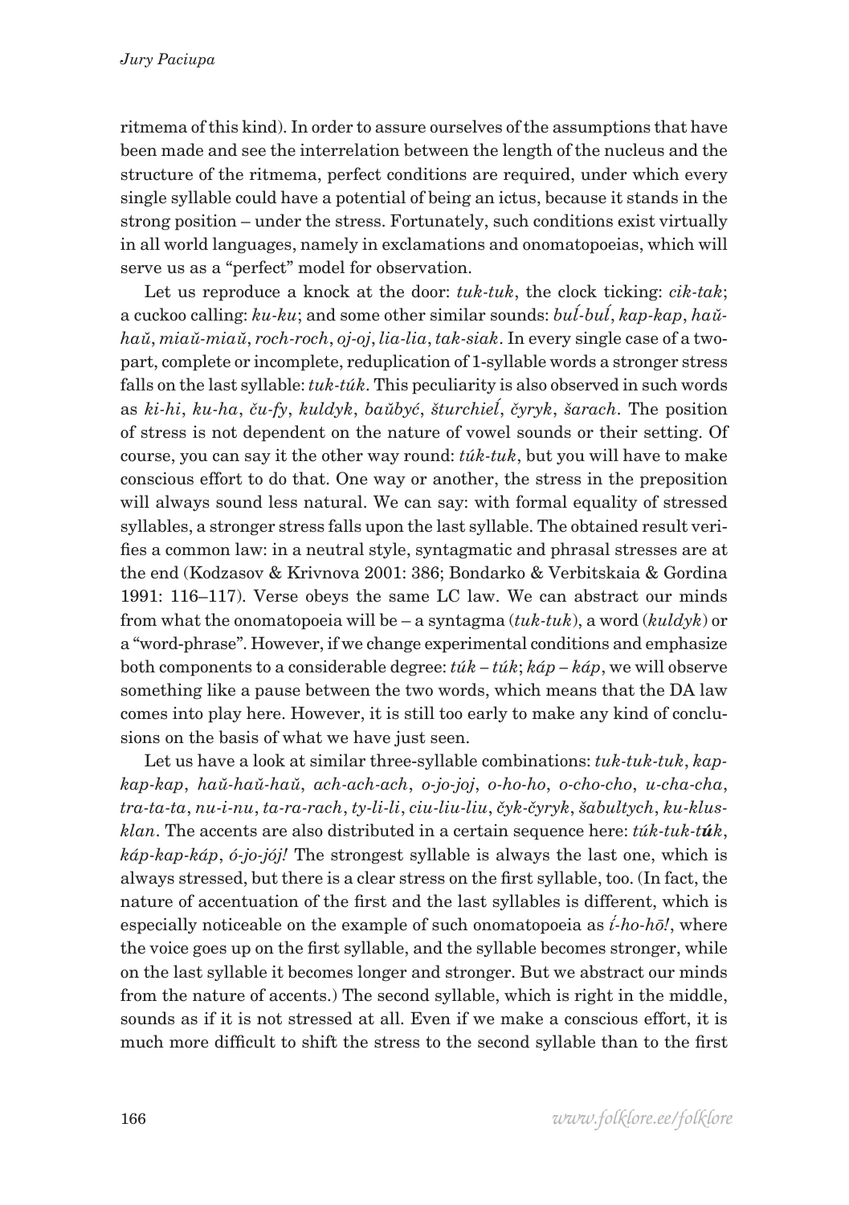ritmema of this kind). In order to assure ourselves of the assumptions that have been made and see the interrelation between the length of the nucleus and the structure of the ritmema, perfect conditions are required, under which every single syllable could have a potential of being an ictus, because it stands in the strong position – under the stress. Fortunately, such conditions exist virtually in all world languages, namely in exclamations and onomatopoeias, which will serve us as a "perfect" model for observation.

Let us reproduce a knock at the door: *tuk-tuk*, the clock ticking: *cik-tak*; a cuckoo calling: *ku-ku*; and some other similar sounds: *buĺ-buĺ*, *kap-kap*, *haŭ-haŭ*, *miaŭ-miaŭ*, *roch-roch*, *oj-oj*, *lia-lia*, *tak-siak*. In every single case of a two-part, complete or incomplete, reduplication of 1-syllable words a stronger stress falls on the last syllable: *tuk-túk*. This peculiarity is also observed in such words as *ki-hi*, *ku-ha*, *ču-fy*, *kuldyk*, *baŭbyć*, *šturchieĺ*, *čyryk*, *šarach*. The position of stress is not dependent on the nature of vowel sounds or their setting. Of course, you can say it the other way round: *túk-tuk*, but you will have to make conscious effort to do that. One way or another, the stress in the preposition will always sound less natural. We can say: with formal equality of stressed syllables, a stronger stress falls upon the last syllable. The obtained result verifies a common law: in a neutral style, syntagmatic and phrasal stresses are at the end (Kodzasov & Krivnova 2001: 386; Bondarko & Verbitskaia & Gordina 1991: 116–117). Verse obeys the same LC law. We can abstract our minds from what the onomatopoeia will be – a syntagma (*tuk-tuk*), a word (*kuldyk*) or a "word-phrase". However, if we change experimental conditions and emphasize both components to a considerable degree: *túk – túk*; *káp – káp*, we will observe something like a pause between the two words, which means that the DA law comes into play here. However, it is still too early to make any kind of conclusions on the basis of what we have just seen.

Let us have a look at similar three-syllable combinations: *tuk-tuk-tuk*, *kap-kap-kap*, *haŭ-haŭ-haŭ*, *ach-ach-ach*, *o-jo-joj*, *o-ho-ho*, *o-cho-cho*, *u-cha-cha*, *tra-ta-ta*, *nu-i-nu*, *ta-ra-rach*, *ty-li-li*, *ciu-liu-liu*, *čyk-čyryk*, *šabultych*, *ku-klus-klan*. The accents are also distributed in a certain sequence here: *túk-tuk-t**ú**k*, *káp-kap-káp*, *ó-jo-jój!* The strongest syllable is always the last one, which is always stressed, but there is a clear stress on the first syllable, too. (In fact, the nature of accentuation of the first and the last syllables is different, which is especially noticeable on the example of such onomatopoeia as *í́-ho-hō!*, where the voice goes up on the first syllable, and the syllable becomes stronger, while on the last syllable it becomes longer and stronger. But we abstract our minds from the nature of accents.) The second syllable, which is right in the middle, sounds as if it is not stressed at all. Even if we make a conscious effort, it is much more difficult to shift the stress to the second syllable than to the first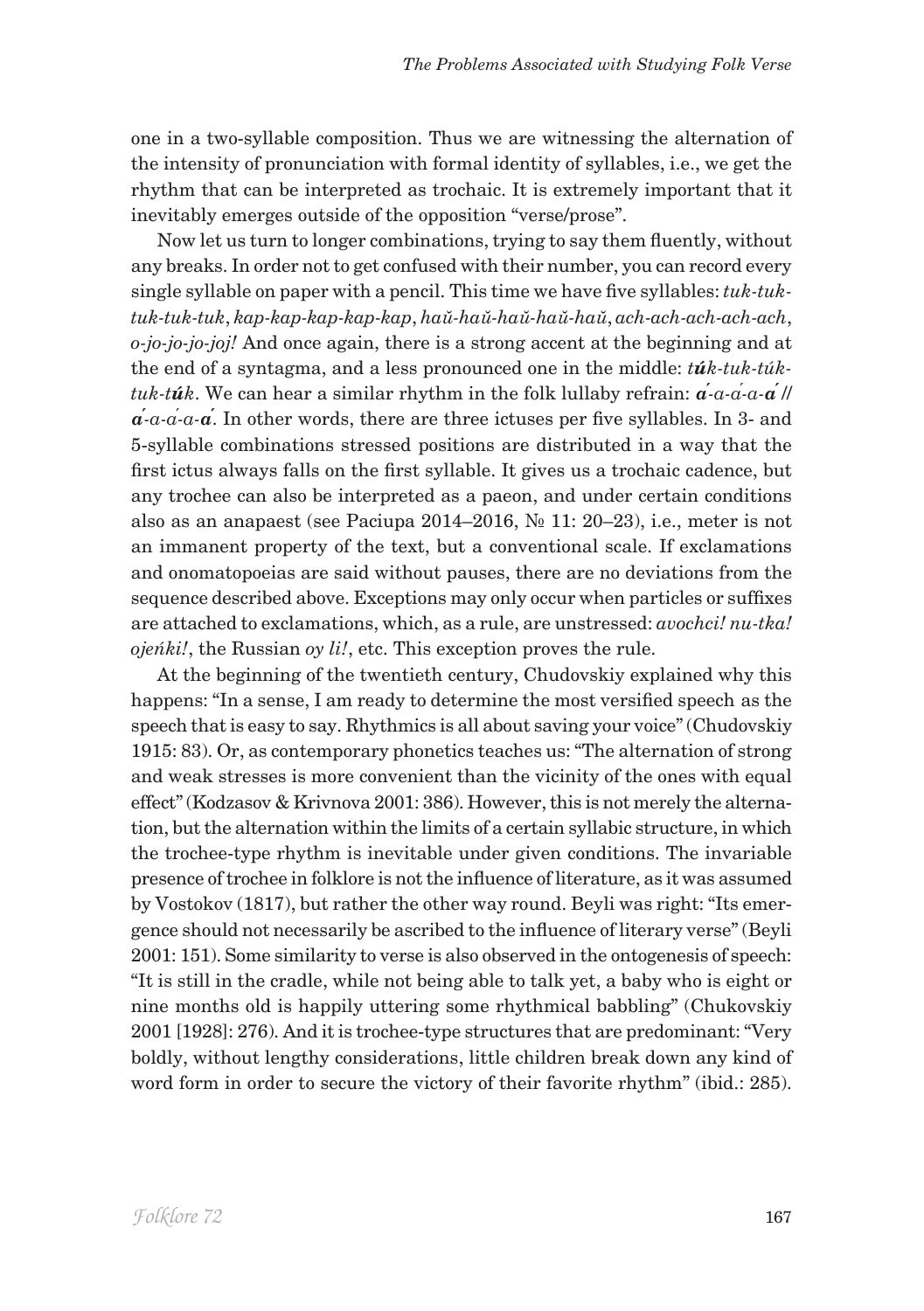one in a two-syllable composition. Thus we are witnessing the alternation of the intensity of pronunciation with formal identity of syllables, i.e., we get the rhythm that can be interpreted as trochaic. It is extremely important that it inevitably emerges outside of the opposition "verse/prose".

Now let us turn to longer combinations, trying to say them fluently, without any breaks. In order not to get confused with their number, you can record every single syllable on paper with a pencil. This time we have five syllables: *tuk-tuk-tuk-tuk-tuk*, *kap-kap-kap-kap-kap*, *haŭ-haŭ-haŭ-haŭ-haŭ*, *ach-ach-ach-ach-ach*, *o-jo-jo-jo-joj!* And once again, there is a strong accent at the beginning and at the end of a syntagma, and a less pronounced one in the middle: *tú**k**-tuk-túk-tuk-t**ú**k*. We can hear a similar rhythm in the folk lullaby refrain: ***á***-*a-á-a-**á*** // ***á***-*a-á-a-**á***. In other words, there are three ictuses per five syllables. In 3- and 5-syllable combinations stressed positions are distributed in a way that the first ictus always falls on the first syllable. It gives us a trochaic cadence, but any trochee can also be interpreted as a paeon, and under certain conditions also as an anapaest (see Paciupa 2014–2016, № 11: 20–23), i.e., meter is not an immanent property of the text, but a conventional scale. If exclamations and onomatopoeias are said without pauses, there are no deviations from the sequence described above. Exceptions may only occur when particles or suffixes are attached to exclamations, which, as a rule, are unstressed: *avochci! nu-tka! ojeńki!*, the Russian *oy li!*, etc. This exception proves the rule.

At the beginning of the twentieth century, Chudovskiy explained why this happens: "In a sense, I am ready to determine the most versified speech as the speech that is easy to say. Rhythmics is all about saving your voice" (Chudovskiy 1915: 83). Or, as contemporary phonetics teaches us: "The alternation of strong and weak stresses is more convenient than the vicinity of the ones with equal effect" (Kodzasov & Krivnova 2001: 386). However, this is not merely the alternation, but the alternation within the limits of a certain syllabic structure, in which the trochee-type rhythm is inevitable under given conditions. The invariable presence of trochee in folklore is not the influence of literature, as it was assumed by Vostokov (1817), but rather the other way round. Beyli was right: "Its emergence should not necessarily be ascribed to the influence of literary verse" (Beyli 2001: 151). Some similarity to verse is also observed in the ontogenesis of speech: "It is still in the cradle, while not being able to talk yet, a baby who is eight or nine months old is happily uttering some rhythmical babbling" (Chukovskiy 2001 [1928]: 276). And it is trochee-type structures that are predominant: "Very boldly, without lengthy considerations, little children break down any kind of word form in order to secure the victory of their favorite rhythm" (ibid.: 285).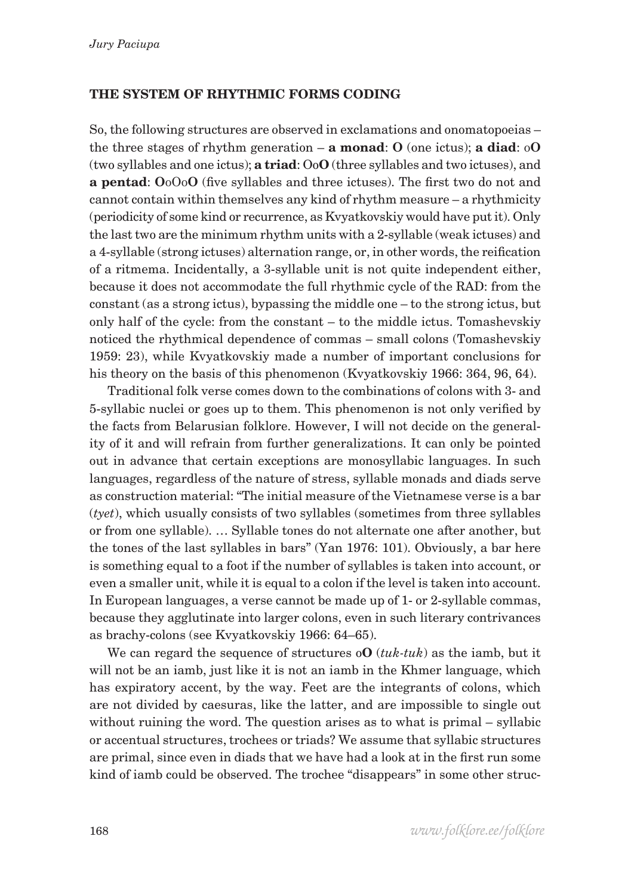### THE SYSTEM OF RHYTHMIC FORMS CODING

So, the following structures are observed in exclamations and onomatopoeias – the three stages of rhythm generation – **a monad**: **O** (one ictus); **a diad**: o**O** (two syllables and one ictus); **a triad**: Oo**O** (three syllables and two ictuses), and **a pentad**: **O**oOo**O** (five syllables and three ictuses). The first two do not and cannot contain within themselves any kind of rhythm measure – a rhythmicity (periodicity of some kind or recurrence, as Kvyatkovskiy would have put it). Only the last two are the minimum rhythm units with a 2-syllable (weak ictuses) and a 4-syllable (strong ictuses) alternation range, or, in other words, the reification of a ritmema. Incidentally, a 3-syllable unit is not quite independent either, because it does not accommodate the full rhythmic cycle of the RAD: from the constant (as a strong ictus), bypassing the middle one – to the strong ictus, but only half of the cycle: from the constant – to the middle ictus. Tomashevskiy noticed the rhythmical dependence of commas – small colons (Tomashevskiy 1959: 23), while Kvyatkovskiy made a number of important conclusions for his theory on the basis of this phenomenon (Kvyatkovskiy 1966: 364, 96, 64).

Traditional folk verse comes down to the combinations of colons with 3- and 5-syllabic nuclei or goes up to them. This phenomenon is not only verified by the facts from Belarusian folklore. However, I will not decide on the generality of it and will refrain from further generalizations. It can only be pointed out in advance that certain exceptions are monosyllabic languages. In such languages, regardless of the nature of stress, syllable monads and diads serve as construction material: "The initial measure of the Vietnamese verse is a bar (*tyet*), which usually consists of two syllables (sometimes from three syllables or from one syllable). … Syllable tones do not alternate one after another, but the tones of the last syllables in bars" (Yan 1976: 101). Obviously, a bar here is something equal to a foot if the number of syllables is taken into account, or even a smaller unit, while it is equal to a colon if the level is taken into account. In European languages, a verse cannot be made up of 1- or 2-syllable commas, because they agglutinate into larger colons, even in such literary contrivances as brachy-colons (see Kvyatkovskiy 1966: 64–65).

We can regard the sequence of structures o**O** (*tuk-tuk*) as the iamb, but it will not be an iamb, just like it is not an iamb in the Khmer language, which has expiratory accent, by the way. Feet are the integrants of colons, which are not divided by caesuras, like the latter, and are impossible to single out without ruining the word. The question arises as to what is primal – syllabic or accentual structures, trochees or triads? We assume that syllabic structures are primal, since even in diads that we have had a look at in the first run some kind of iamb could be observed. The trochee "disappears" in some other struc-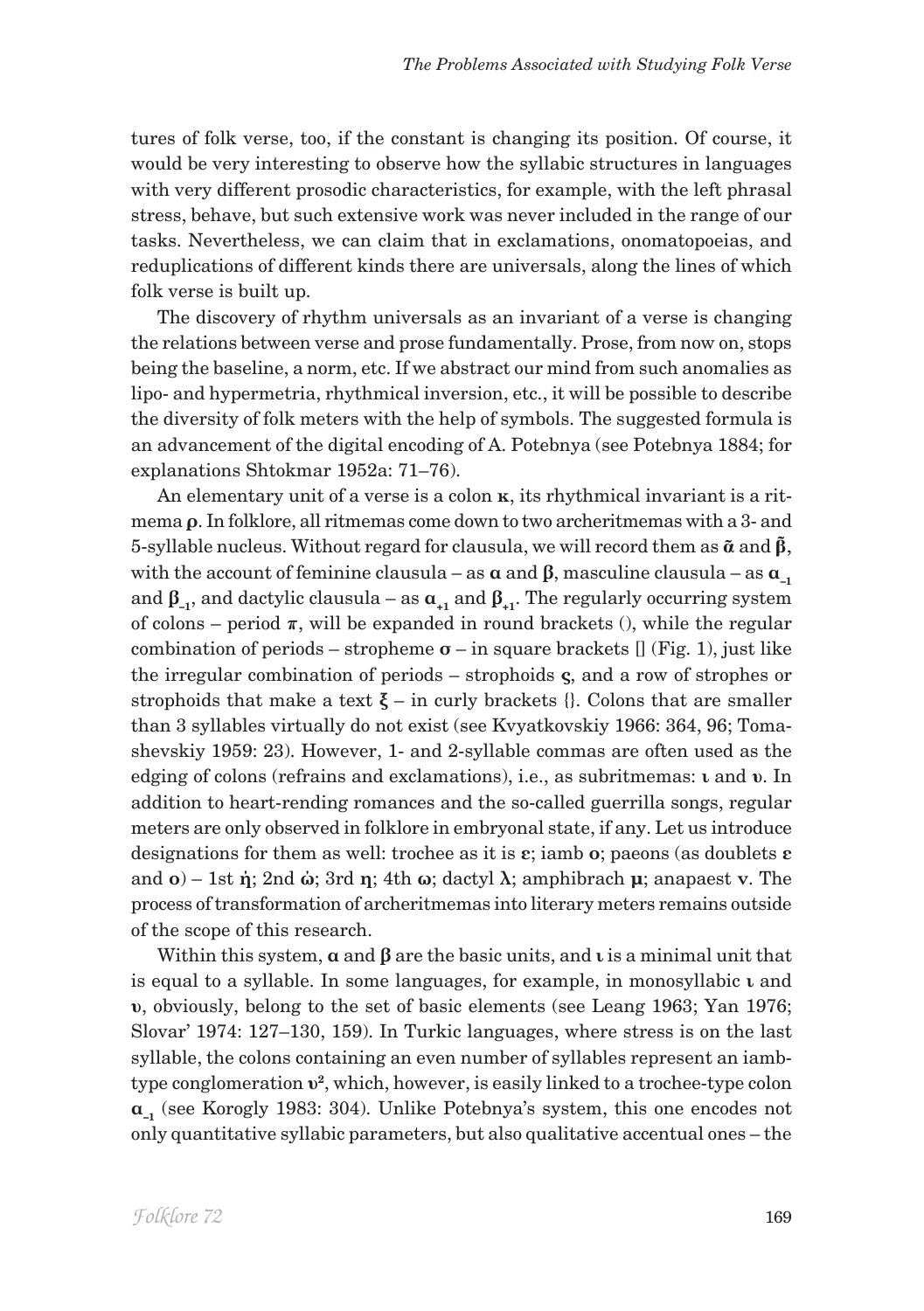tures of folk verse, too, if the constant is changing its position. Of course, it would be very interesting to observe how the syllabic structures in languages with very different prosodic characteristics, for example, with the left phrasal stress, behave, but such extensive work was never included in the range of our tasks. Nevertheless, we can claim that in exclamations, onomatopoeias, and reduplications of different kinds there are universals, along the lines of which folk verse is built up.

The discovery of rhythm universals as an invariant of a verse is changing the relations between verse and prose fundamentally. Prose, from now on, stops being the baseline, a norm, etc. If we abstract our mind from such anomalies as lipo- and hypermetria, rhythmical inversion, etc., it will be possible to describe the diversity of folk meters with the help of symbols. The suggested formula is an advancement of the digital encoding of A. Potebnya (see Potebnya 1884; for explanations Shtokmar 1952a: 71–76).

An elementary unit of a verse is a colon $\boldsymbol{\kappa}$, its rhythmical invariant is a ritmema $\boldsymbol{\rho}$. In folklore, all ritmemas come down to two archeritmemas with a 3- and 5-syllable nucleus. Without regard for clausula, we will record them as $\tilde{\boldsymbol{\alpha}}$ and $\tilde{\boldsymbol{\beta}}$, with the account of feminine clausula – as $\boldsymbol{\alpha}$ and $\boldsymbol{\beta}$, masculine clausula – as $\boldsymbol{\alpha}_{-1}$ and $\boldsymbol{\beta}_{-1}$, and dactylic clausula – as $\boldsymbol{\alpha}_{+1}$ and $\boldsymbol{\beta}_{+1}$. The regularly occurring system of colons – period $\boldsymbol{\pi}$, will be expanded in round brackets (), while the regular combination of periods – stropheme $\boldsymbol{\sigma}$ – in square brackets [] (Fig. 1), just like the irregular combination of periods – strophoids $\boldsymbol{\varsigma}$, and a row of strophes or strophoids that make a text $\boldsymbol{\xi}$ – in curly brackets {}. Colons that are smaller than 3 syllables virtually do not exist (see Kvyatkovskiy 1966: 364, 96; Tomashevskiy 1959: 23). However, 1- and 2-syllable commas are often used as the edging of colons (refrains and exclamations), i.e., as subritmemas: $\boldsymbol{\iota}$ and $\boldsymbol{\upsilon}$. In addition to heart-rending romances and the so-called guerrilla songs, regular meters are only observed in folklore in embryonal state, if any. Let us introduce designations for them as well: trochee as it is $\boldsymbol{\varepsilon}$; iamb $\mathbf{o}$; paeons (as doublets $\boldsymbol{\varepsilon}$ and $\mathbf{o}$) – 1st $\dot{\boldsymbol{\eta}}$; 2nd $\dot{\boldsymbol{\omega}}$; 3rd $\boldsymbol{\eta}$; 4th $\boldsymbol{\omega}$; dactyl $\boldsymbol{\lambda}$; amphibrach $\boldsymbol{\mu}$; anapaest $\boldsymbol{\nu}$. The process of transformation of archeritmemas into literary meters remains outside of the scope of this research.

Within this system, $\boldsymbol{\alpha}$ and $\boldsymbol{\beta}$ are the basic units, and $\boldsymbol{\iota}$ is a minimal unit that is equal to a syllable. In some languages, for example, in monosyllabic $\boldsymbol{\iota}$ and $\boldsymbol{\upsilon}$, obviously, belong to the set of basic elements (see Leang 1963; Yan 1976; Slovar' 1974: 127–130, 159). In Turkic languages, where stress is on the last syllable, the colons containing an even number of syllables represent an iamb-type conglomeration $\boldsymbol{\upsilon}^2$, which, however, is easily linked to a trochee-type colon $\boldsymbol{\alpha}_{-1}$ (see Korogly 1983: 304). Unlike Potebnya's system, this one encodes not only quantitative syllabic parameters, but also qualitative accentual ones – the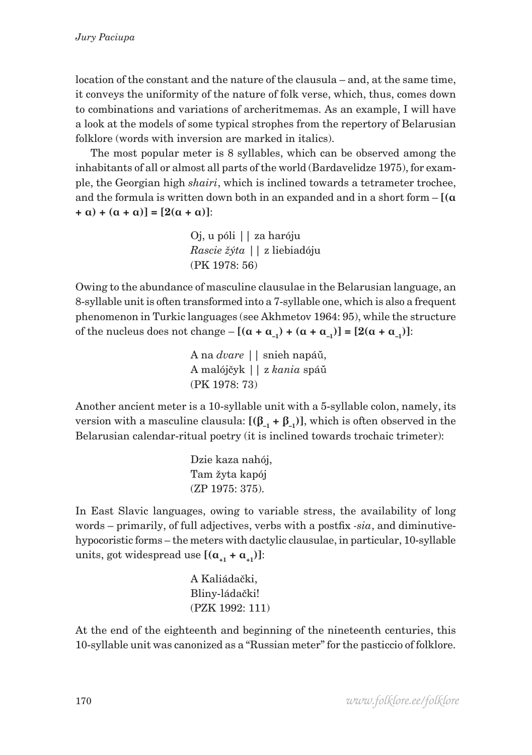location of the constant and the nature of the clausula – and, at the same time, it conveys the uniformity of the nature of folk verse, which, thus, comes down to combinations and variations of archeritmemas. As an example, I will have a look at the models of some typical strophes from the repertory of Belarusian folklore (words with inversion are marked in italics).

The most popular meter is 8 syllables, which can be observed among the inhabitants of all or almost all parts of the world (Bardavelidze 1975), for example, the Georgian high *shairi*, which is inclined towards a tetrameter trochee, and the formula is written down both in an expanded and in a short form – $\mathbf{[(\alpha + \alpha) + (\alpha + \alpha)] = [2(\alpha + \alpha)]}$:

> Oj, u póli | | za haróju  
> *Rascie žýta* | | z liebiadóju  
> (PK 1978: 56)

Owing to the abundance of masculine clausulae in the Belarusian language, an 8-syllable unit is often transformed into a 7-syllable one, which is also a frequent phenomenon in Turkic languages (see Akhmetov 1964: 95), while the structure of the nucleus does not change – $\mathbf{[(\alpha + \alpha_{-1}) + (\alpha + \alpha_{-1})] = [2(\alpha + \alpha_{-1})]}$:

> A na *dvare* | | snieh napáŭ,  
> A malójčyk | | z *kania* spáŭ  
> (PK 1978: 73)

Another ancient meter is a 10-syllable unit with a 5-syllable colon, namely, its version with a masculine clausula: $\mathbf{[(\beta_{-1} + \beta_{-1})]}$, which is often observed in the Belarusian calendar-ritual poetry (it is inclined towards trochaic trimeter):

> Dzie kaza nahój,  
> Tam žyta kapój  
> (ZP 1975: 375).

In East Slavic languages, owing to variable stress, the availability of long words – primarily, of full adjectives, verbs with a postfix *-sia*, and diminutive-hypocoristic forms – the meters with dactylic clausulae, in particular, 10-syllable units, got widespread use $\mathbf{[(\alpha_{+1} + \alpha_{+1})]}$:

> A Kaliádački,  
> Bliny-ládački!  
> (PZK 1992: 111)

At the end of the eighteenth and beginning of the nineteenth centuries, this 10-syllable unit was canonized as a "Russian meter" for the pasticcio of folklore.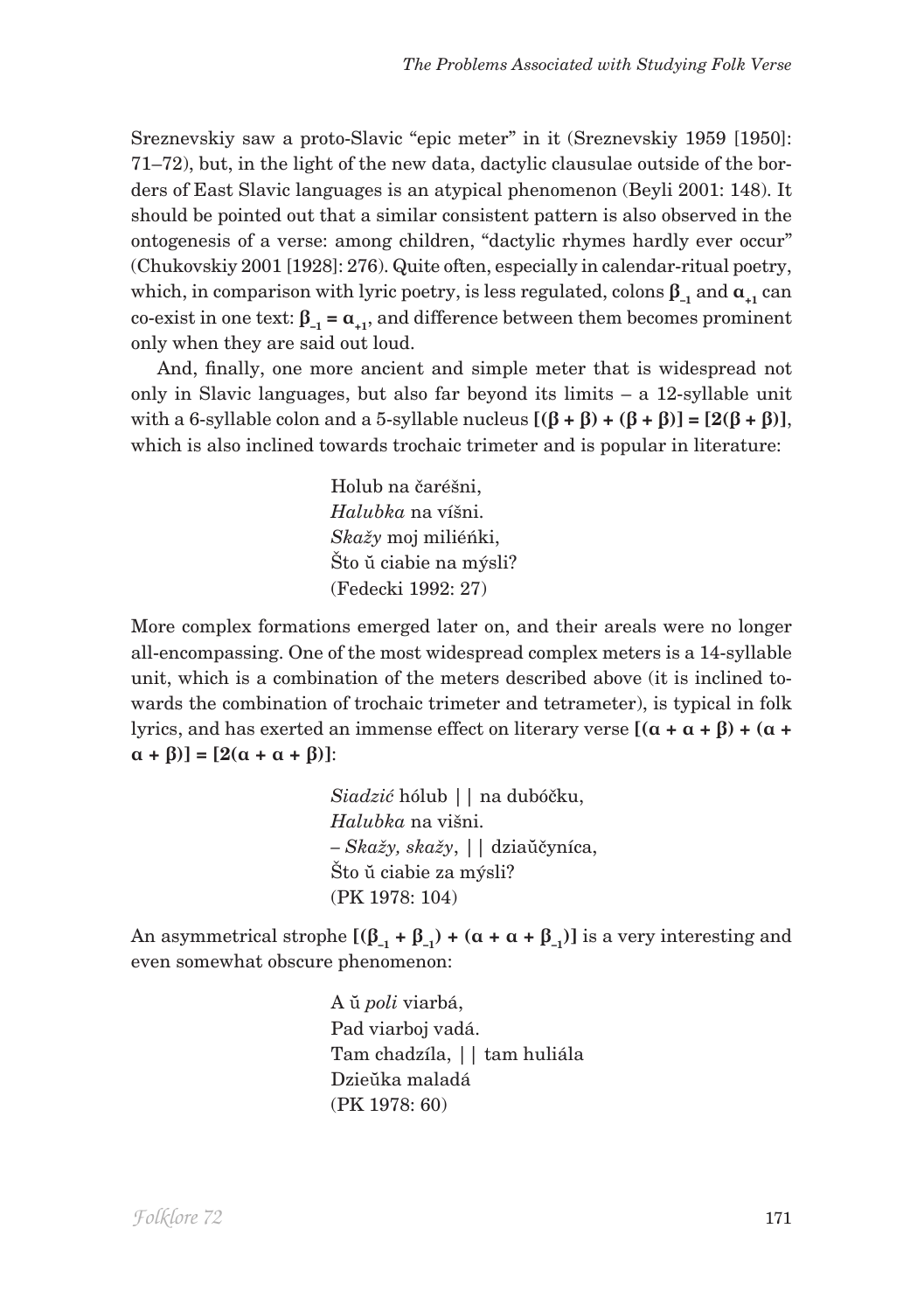Sreznevskiy saw a proto-Slavic "epic meter" in it (Sreznevskiy 1959 [1950]: 71–72), but, in the light of the new data, dactylic clausulae outside of the borders of East Slavic languages is an atypical phenomenon (Beyli 2001: 148). It should be pointed out that a similar consistent pattern is also observed in the ontogenesis of a verse: among children, "dactylic rhymes hardly ever occur" (Chukovskiy 2001 [1928]: 276). Quite often, especially in calendar-ritual poetry, which, in comparison with lyric poetry, is less regulated, colons $\boldsymbol{\beta_{-1}}$ and $\boldsymbol{\alpha_{+1}}$ can co-exist in one text: $\boldsymbol{\beta_{-1} = \alpha_{+1}}$, and difference between them becomes prominent only when they are said out loud.

And, finally, one more ancient and simple meter that is widespread not only in Slavic languages, but also far beyond its limits – a 12-syllable unit with a 6-syllable colon and a 5-syllable nucleus $\boldsymbol{[(\beta + \beta) + (\beta + \beta)] = [2(\beta + \beta)]}$, which is also inclined towards trochaic trimeter and is popular in literature:

> Holub na čaréšni,  
> *Halubka* na víšni.  
> *Skažy* moj milíéńki,  
> Što ŭ ciabie na mýsli?  
> (Fedecki 1992: 27)

More complex formations emerged later on, and their areals were no longer all-encompassing. One of the most widespread complex meters is a 14-syllable unit, which is a combination of the meters described above (it is inclined towards the combination of trochaic trimeter and tetrameter), is typical in folk lyrics, and has exerted an immense effect on literary verse $\boldsymbol{[(\alpha + \alpha + \beta) + (\alpha + \alpha + \beta)] = [2(\alpha + \alpha + \beta)]}$:

> *Siadzić* hólub || na dubóčku,  
> *Halubka* na višni.  
> – *Skažy, skažy*, || dziaŭčynica,  
> Što ŭ ciabie za mýsli?  
> (PK 1978: 104)

An asymmetrical strophe $\boldsymbol{[(\beta_{-1} + \beta_{-1}) + (\alpha + \alpha + \beta_{-1})]}$ is a very interesting and even somewhat obscure phenomenon:

> A ŭ *poli* viarbá,  
> Pad viarboj vadá.  
> Tam chadzíla, || tam huliála  
> Dzieŭka maladá  
> (PK 1978: 60)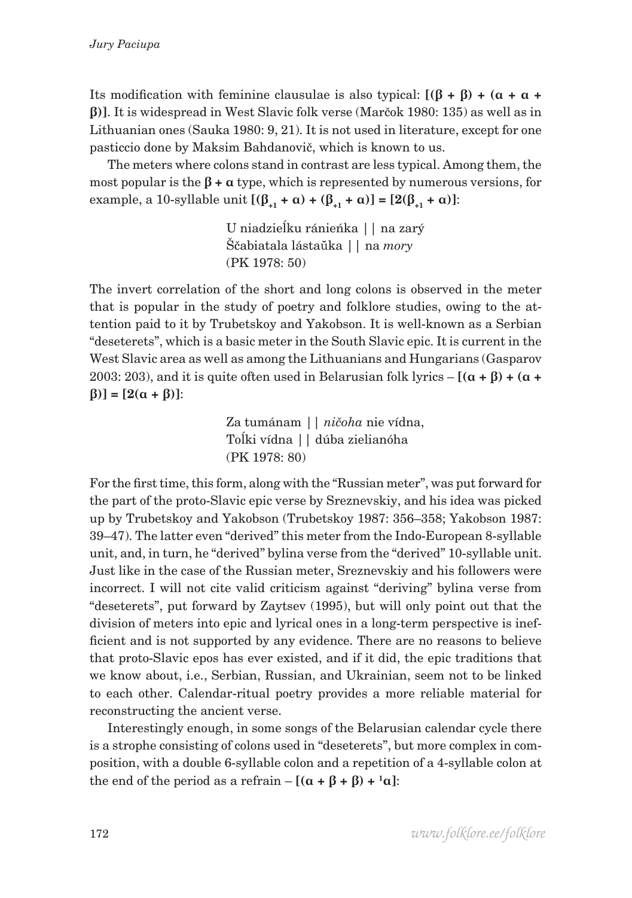Its modification with feminine clausulae is also typical: $[(\beta + \beta) + (\alpha + \alpha + \beta)]$. It is widespread in West Slavic folk verse (Marčok 1980: 135) as well as in Lithuanian ones (Sauka 1980: 9, 21). It is not used in literature, except for one pasticcio done by Maksim Bahdanovič, which is known to us.

The meters where colons stand in contrast are less typical. Among them, the most popular is the $\beta + \alpha$ type, which is represented by numerous versions, for example, a 10-syllable unit $[(\beta_{+1} + \alpha) + (\beta_{+1} + \alpha)] = [2(\beta_{+1} + \alpha)]$:

> U niadzieĺku ránieńka | | na zarý
> Ščabiatala lástaŭka | | na *mory*
> (PK 1978: 50)

The invert correlation of the short and long colons is observed in the meter that is popular in the study of poetry and folklore studies, owing to the attention paid to it by Trubetskoy and Yakobson. It is well-known as a Serbian "deseterets", which is a basic meter in the South Slavic epic. It is current in the West Slavic area as well as among the Lithuanians and Hungarians (Gasparov 2003: 203), and it is quite often used in Belarusian folk lyrics – $[(\alpha + \beta) + (\alpha + \beta)] = [2(\alpha + \beta)]$:

> Za tumánam | | *ničoha* nie vídna,
> Toĺki vídna | | dúba zielianóha
> (PK 1978: 80)

For the first time, this form, along with the "Russian meter", was put forward for the part of the proto-Slavic epic verse by Sreznevskiy, and his idea was picked up by Trubetskoy and Yakobson (Trubetskoy 1987: 356–358; Yakobson 1987: 39–47). The latter even "derived" this meter from the Indo-European 8-syllable unit, and, in turn, he "derived" bylina verse from the "derived" 10-syllable unit. Just like in the case of the Russian meter, Sreznevskiy and his followers were incorrect. I will not cite valid criticism against "deriving" bylina verse from "deseterets", put forward by Zaytsev (1995), but will only point out that the division of meters into epic and lyrical ones in a long-term perspective is inefficient and is not supported by any evidence. There are no reasons to believe that proto-Slavic epos has ever existed, and if it did, the epic traditions that we know about, i.e., Serbian, Russian, and Ukrainian, seem not to be linked to each other. Calendar-ritual poetry provides a more reliable material for reconstructing the ancient verse.

Interestingly enough, in some songs of the Belarusian calendar cycle there is a strophe consisting of colons used in "deseterets", but more complex in composition, with a double 6-syllable colon and a repetition of a 4-syllable colon at the end of the period as a refrain – $[(\alpha + \beta + \beta) + {}^{1}\alpha]$: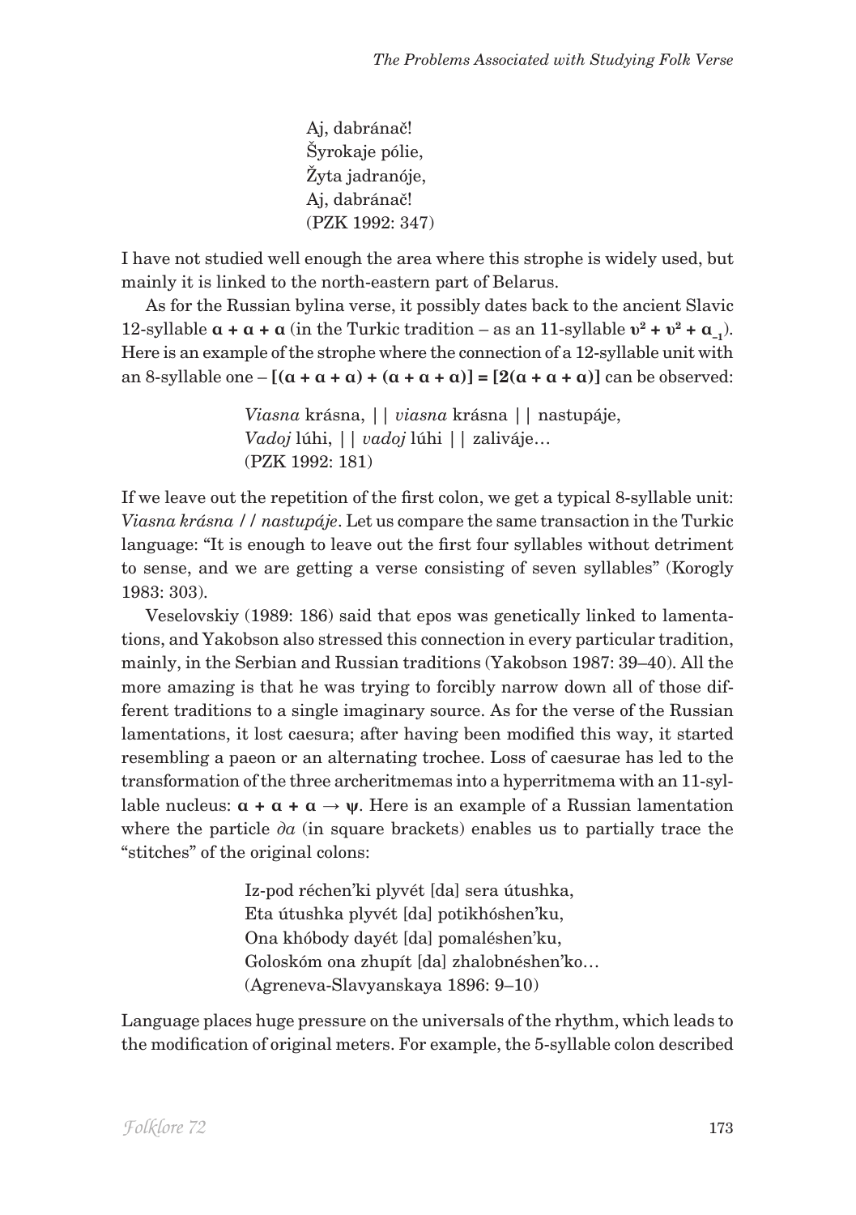Aj, dabránač!
Šyrokaje pólie,
Žyta jadranóje,
Aj, dabránač!
(PZK 1992: 347)

I have not studied well enough the area where this strophe is widely used, but mainly it is linked to the north-eastern part of Belarus.

As for the Russian bylina verse, it possibly dates back to the ancient Slavic 12-syllable **$\alpha + \alpha + \alpha$** (in the Turkic tradition – as an 11-syllable **$\upsilon^2 + \upsilon^2 + \alpha_{-1}$**). Here is an example of the strophe where the connection of a 12-syllable unit with an 8-syllable one – **$[(\alpha + \alpha + \alpha) + (\alpha + \alpha + \alpha)] = [2(\alpha + \alpha + \alpha)]$** can be observed:

*Viasna* krásna, | | *viasna* krásna | | nastupáje,
*Vadoj* lúhi, | | *vadoj* lúhi | | zaliváje…
(PZK 1992: 181)

If we leave out the repetition of the first colon, we get a typical 8-syllable unit: *Viasna krásna / / nastupáje*. Let us compare the same transaction in the Turkic language: "It is enough to leave out the first four syllables without detriment to sense, and we are getting a verse consisting of seven syllables" (Korogly 1983: 303).

Veselovskiy (1989: 186) said that epos was genetically linked to lamentations, and Yakobson also stressed this connection in every particular tradition, mainly, in the Serbian and Russian traditions (Yakobson 1987: 39–40). All the more amazing is that he was trying to forcibly narrow down all of those different traditions to a single imaginary source. As for the verse of the Russian lamentations, it lost caesura; after having been modified this way, it started resembling a paeon or an alternating trochee. Loss of caesurae has led to the transformation of the three archeritmemas into a hyperritmema with an 11-syllable nucleus: **$\alpha + \alpha + \alpha \rightarrow \psi$**. Here is an example of a Russian lamentation where the particle *да* (in square brackets) enables us to partially trace the "stitches" of the original colons:

Iz-pod réchen'ki plyvét [da] sera útushka,
Eta útushka plyvét [da] potikhóshen'ku,
Ona khóbody dayét [da] pomaléshen'ku,
Goloskóm ona zhupít [da] zhalobnéshen'ko…
(Agreneva-Slavyanskaya 1896: 9–10)

Language places huge pressure on the universals of the rhythm, which leads to the modification of original meters. For example, the 5-syllable colon described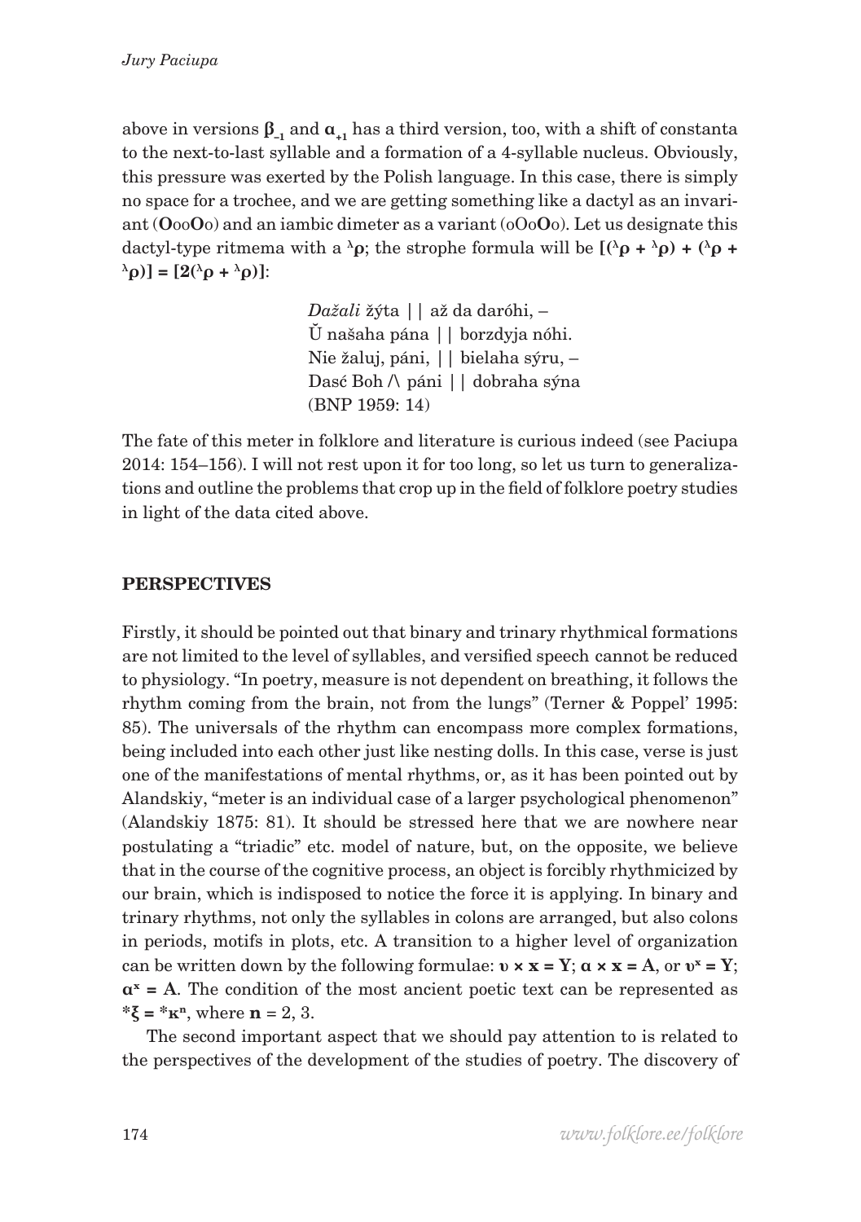above in versions $\boldsymbol{\beta}_{-1}$ and $\boldsymbol{\alpha}_{+1}$ has a third version, too, with a shift of constanta to the next-to-last syllable and a formation of a 4-syllable nucleus. Obviously, this pressure was exerted by the Polish language. In this case, there is simply no space for a trochee, and we are getting something like a dactyl as an invariant (**O**oo**O**o) and an iambic dimeter as a variant (oOo**O**o). Let us designate this dactyl-type ritmema with a $^{\lambda}\boldsymbol{\rho}$; the strophe formula will be $\mathbf{[(^{\lambda}\rho + {}^{\lambda}\rho) + (^{\lambda}\rho + {}^{\lambda}\rho)] = [2(^{\lambda}\rho + {}^{\lambda}\rho)]}$:

> *Dažali* žýta || až da daróhi, –
> Ŭ našaha pána || borzdyja nóhi.
> Nie žaluj, páni, || bielaha sýru, –
> Dasć Boh /\ páni || dobraha sýna
> (BNP 1959: 14)

The fate of this meter in folklore and literature is curious indeed (see Paciupa 2014: 154–156). I will not rest upon it for too long, so let us turn to generalizations and outline the problems that crop up in the field of folklore poetry studies in light of the data cited above.

## PERSPECTIVES

Firstly, it should be pointed out that binary and trinary rhythmical formations are not limited to the level of syllables, and versified speech cannot be reduced to physiology. "In poetry, measure is not dependent on breathing, it follows the rhythm coming from the brain, not from the lungs" (Terner & Poppel' 1995: 85). The universals of the rhythm can encompass more complex formations, being included into each other just like nesting dolls. In this case, verse is just one of the manifestations of mental rhythms, or, as it has been pointed out by Alandskiy, "meter is an individual case of a larger psychological phenomenon" (Alandskiy 1875: 81). It should be stressed here that we are nowhere near postulating a "triadic" etc. model of nature, but, on the opposite, we believe that in the course of the cognitive process, an object is forcibly rhythmicized by our brain, which is indisposed to notice the force it is applying. In binary and trinary rhythms, not only the syllables in colons are arranged, but also colons in periods, motifs in plots, etc. A transition to a higher level of organization can be written down by the following formulae: $\boldsymbol{\upsilon \times x = Y}$; $\boldsymbol{\alpha \times x = A}$, or $\boldsymbol{\upsilon^{x} = Y}$; $\boldsymbol{\alpha^{x} = A}$. The condition of the most ancient poetic text can be represented as $\boldsymbol{^{*}\xi = {}^{*}\kappa^{n}}$, where $\mathbf{n} = 2, 3$.

The second important aspect that we should pay attention to is related to the perspectives of the development of the studies of poetry. The discovery of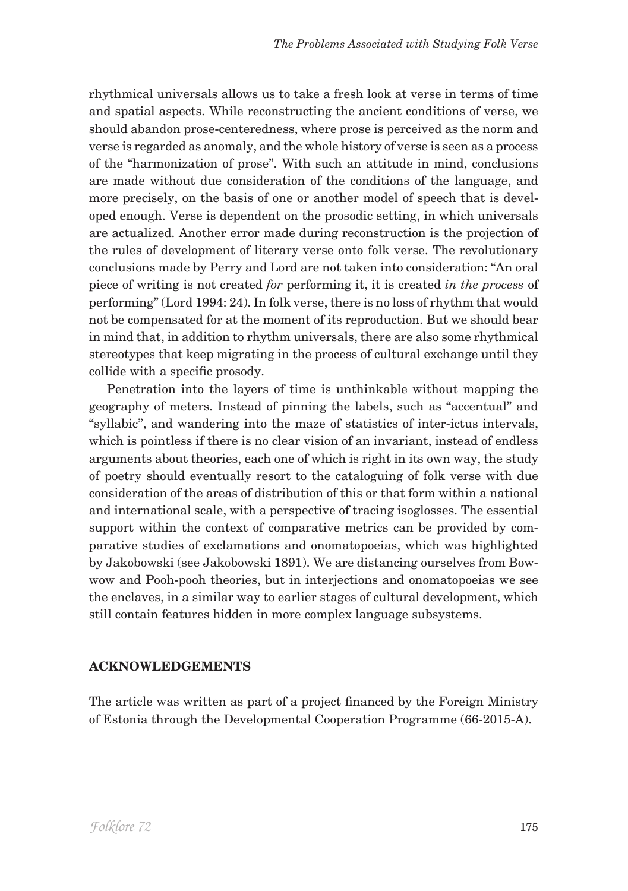rhythmical universals allows us to take a fresh look at verse in terms of time and spatial aspects. While reconstructing the ancient conditions of verse, we should abandon prose-centeredness, where prose is perceived as the norm and verse is regarded as anomaly, and the whole history of verse is seen as a process of the "harmonization of prose". With such an attitude in mind, conclusions are made without due consideration of the conditions of the language, and more precisely, on the basis of one or another model of speech that is developed enough. Verse is dependent on the prosodic setting, in which universals are actualized. Another error made during reconstruction is the projection of the rules of development of literary verse onto folk verse. The revolutionary conclusions made by Perry and Lord are not taken into consideration: "An oral piece of writing is not created *for* performing it, it is created *in the process* of performing" (Lord 1994: 24). In folk verse, there is no loss of rhythm that would not be compensated for at the moment of its reproduction. But we should bear in mind that, in addition to rhythm universals, there are also some rhythmical stereotypes that keep migrating in the process of cultural exchange until they collide with a specific prosody.

Penetration into the layers of time is unthinkable without mapping the geography of meters. Instead of pinning the labels, such as "accentual" and "syllabic", and wandering into the maze of statistics of inter-ictus intervals, which is pointless if there is no clear vision of an invariant, instead of endless arguments about theories, each one of which is right in its own way, the study of poetry should eventually resort to the cataloguing of folk verse with due consideration of the areas of distribution of this or that form within a national and international scale, with a perspective of tracing isoglosses. The essential support within the context of comparative metrics can be provided by comparative studies of exclamations and onomatopoeias, which was highlighted by Jakobowski (see Jakobowski 1891). We are distancing ourselves from Bow-wow and Pooh-pooh theories, but in interjections and onomatopoeias we see the enclaves, in a similar way to earlier stages of cultural development, which still contain features hidden in more complex language subsystems.

## ACKNOWLEDGEMENTS

The article was written as part of a project financed by the Foreign Ministry of Estonia through the Developmental Cooperation Programme (66-2015-A).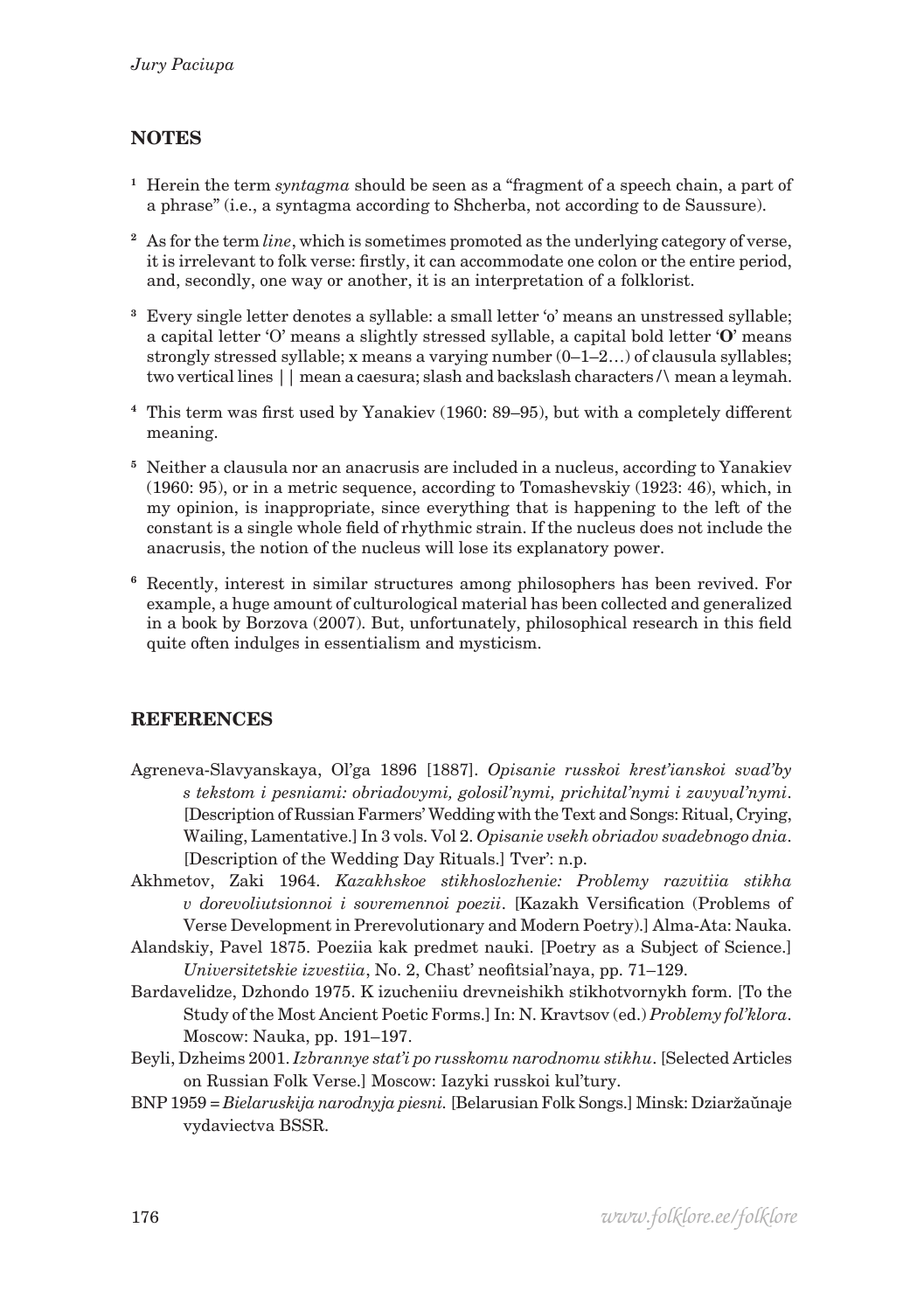## NOTES

[1] Herein the term *syntagma* should be seen as a "fragment of a speech chain, a part of a phrase" (i.e., a syntagma according to Shcherba, not according to de Saussure).

[2] As for the term *line*, which is sometimes promoted as the underlying category of verse, it is irrelevant to folk verse: firstly, it can accommodate one colon or the entire period, and, secondly, one way or another, it is an interpretation of a folklorist.

[3] Every single letter denotes a syllable: a small letter 'o' means an unstressed syllable; a capital letter 'O' means a slightly stressed syllable, a capital bold letter '**O**' means strongly stressed syllable; x means a varying number (0–1–2…) of clausula syllables; two vertical lines | | mean a caesura; slash and backslash characters /\ mean a leymah.

[4] This term was first used by Yanakiev (1960: 89–95), but with a completely different meaning.

[5] Neither a clausula nor an anacrusis are included in a nucleus, according to Yanakiev (1960: 95), or in a metric sequence, according to Tomashevskiy (1923: 46), which, in my opinion, is inappropriate, since everything that is happening to the left of the constant is a single whole field of rhythmic strain. If the nucleus does not include the anacrusis, the notion of the nucleus will lose its explanatory power.

[6] Recently, interest in similar structures among philosophers has been revived. For example, a huge amount of culturological material has been collected and generalized in a book by Borzova (2007). But, unfortunately, philosophical research in this field quite often indulges in essentialism and mysticism.

## REFERENCES

Agreneva-Slavyanskaya, Ol'ga 1896 [1887]. *Opisanie russkoi krest'ianskoi svad'by s tekstom i pesniami: obriadovymi, golosil'nymi, prichital'nymi i zavyval'nymi*. [Description of Russian Farmers' Wedding with the Text and Songs: Ritual, Crying, Wailing, Lamentative.] In 3 vols. Vol 2. *Opisanie vsekh obriadov svadebnogo dnia*. [Description of the Wedding Day Rituals.] Tver': n.p.

Akhmetov, Zaki 1964. *Kazakhskoe stikhoslozhenie: Problemy razvitiia stikha v dorevoliutsionnoi i sovremennoi poezii*. [Kazakh Versification (Problems of Verse Development in Prerevolutionary and Modern Poetry).] Alma-Ata: Nauka.

Alandskiy, Pavel 1875. Poeziia kak predmet nauki. [Poetry as a Subject of Science.] *Universitetskie izvestiia*, No. 2, Chast' neofitsial'naya, pp. 71–129.

Bardavelidze, Dzhondo 1975. K izucheniiu drevneishikh stikhotvornykh form. [To the Study of the Most Ancient Poetic Forms.] In: N. Kravtsov (ed.) *Problemy fol'klora*. Moscow: Nauka, pp. 191–197.

Beyli, Dzheims 2001. *Izbrannye stat'i po russkomu narodnomu stikhu*. [Selected Articles on Russian Folk Verse.] Moscow: Iazyki russkoi kul'tury.

BNP 1959 = *Bielaruskija narodnyja piesni.* [Belarusian Folk Songs.] Minsk: Dziaržaŭnaje vydaviectva BSSR.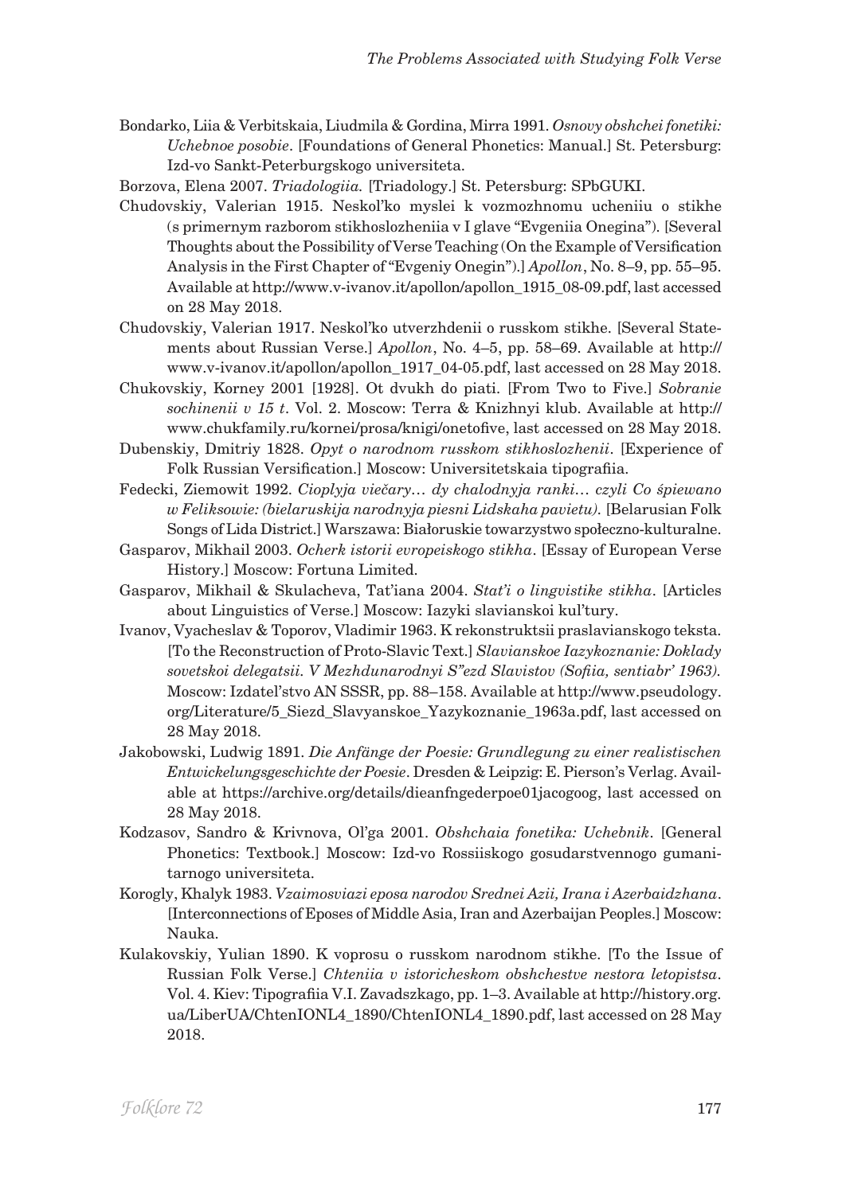Bondarko, Liia & Verbitskaia, Liudmila & Gordina, Mirra 1991. *Osnovy obshchei fonetiki: Uchebnoe posobie*. [Foundations of General Phonetics: Manual.] St. Petersburg: Izd-vo Sankt-Peterburgskogo universiteta.

Borzova, Elena 2007. *Triadologiia.* [Triadology.] St. Petersburg: SPbGUKI.

Chudovskiy, Valerian 1915. Neskol'ko myslei k vozmozhnomu ucheniiu o stikhe (s primernym razborom stikhoslozheniia v I glave "Evgeniia Onegina"). [Several Thoughts about the Possibility of Verse Teaching (On the Example of Versification Analysis in the First Chapter of "Evgeniy Onegin").] *Apollon*, No. 8–9, pp. 55–95. Available at http://www.v-ivanov.it/apollon/apollon_1915_08-09.pdf, last accessed on 28 May 2018.

Chudovskiy, Valerian 1917. Neskol'ko utverzhdenii o russkom stikhe. [Several Statements about Russian Verse.] *Apollon*, No. 4–5, pp. 58–69. Available at http://www.v-ivanov.it/apollon/apollon_1917_04-05.pdf, last accessed on 28 May 2018.

Chukovskiy, Korney 2001 [1928]. Ot dvukh do piati. [From Two to Five.] *Sobranie sochinenii v 15 t*. Vol. 2. Moscow: Terra & Knizhnyi klub. Available at http://www.chukfamily.ru/kornei/prosa/knigi/onetofive, last accessed on 28 May 2018.

Dubenskiy, Dmitriy 1828. *Opyt o narodnom russkom stikhoslozhenii*. [Experience of Folk Russian Versification.] Moscow: Universitetskaia tipografiia.

Fedecki, Ziemowit 1992. *Cioplyja viečary… dy chalodnyja ranki… czyli Co śpiewano w Feliksowie: (bielaruskija narodnyja piesni Lidskaha pavietu).* [Belarusian Folk Songs of Lida District.] Warszawa: Białoruskie towarzystwo społeczno-kulturalne.

Gasparov, Mikhail 2003. *Ocherk istorii evropeiskogo stikha*. [Essay of European Verse History.] Moscow: Fortuna Limited.

Gasparov, Mikhail & Skulacheva, Tat'iana 2004. *Stat'i o lingvistike stikha*. [Articles about Linguistics of Verse.] Moscow: Iazyki slavianskoi kul'tury.

Ivanov, Vyacheslav & Toporov, Vladimir 1963. K rekonstruktsii praslavianskogo teksta. [To the Reconstruction of Proto-Slavic Text.] *Slavianskoe Iazykoznanie: Doklady sovetskoi delegatsii. V Mezhdunarodnyi S"ezd Slavistov (Sofiia, sentiabr' 1963).* Moscow: Izdatel'stvo AN SSSR, pp. 88–158. Available at http://www.pseudology.org/Literature/5_Siezd_Slavyanskoe_Yazykoznanie_1963a.pdf, last accessed on 28 May 2018.

Jakobowski, Ludwig 1891. *Die Anfänge der Poesie: Grundlegung zu einer realistischen Entwickelungsgeschichte der Poesie*. Dresden & Leipzig: E. Pierson's Verlag. Available at https://archive.org/details/dieanfngederpoe01jacogoog, last accessed on 28 May 2018.

Kodzasov, Sandro & Krivnova, Ol'ga 2001. *Obshchaia fonetika: Uchebnik*. [General Phonetics: Textbook.] Moscow: Izd-vo Rossiiskogo gosudarstvennogo gumanitarnogo universiteta.

Korogly, Khalyk 1983. *Vzaimosviazi eposa narodov Srednei Azii, Irana i Azerbaidzhana*. [Interconnections of Eposes of Middle Asia, Iran and Azerbaijan Peoples.] Moscow: Nauka.

Kulakovskiy, Yulian 1890. K voprosu o russkom narodnom stikhe. [To the Issue of Russian Folk Verse.] *Chteniia v istoricheskom obshchestve nestora letopistsa*. Vol. 4. Kiev: Tipografiia V.I. Zavadszkago, pp. 1–3. Available at http://history.org.ua/LiberUA/ChtenIONL4_1890/ChtenIONL4_1890.pdf, last accessed on 28 May 2018.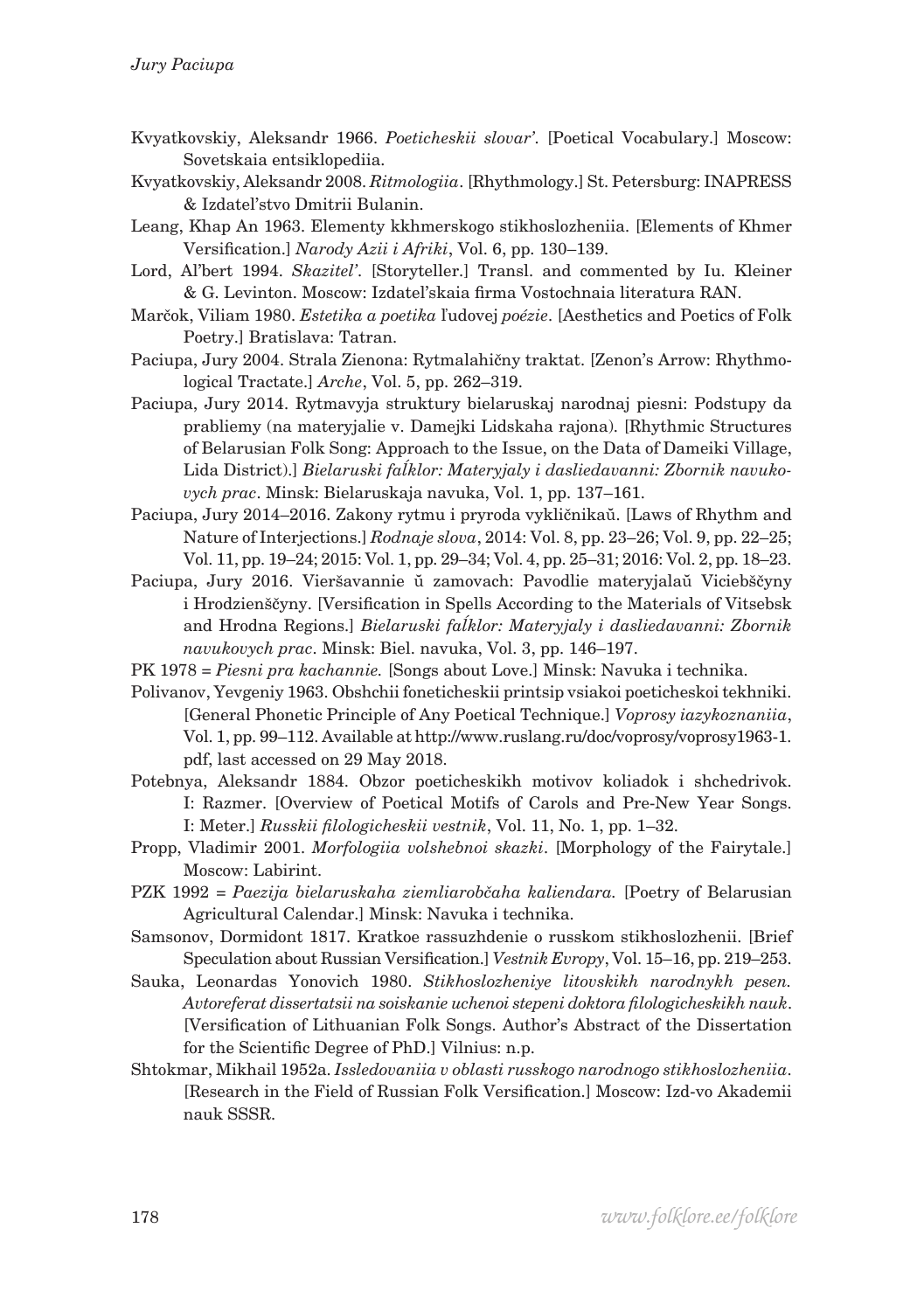Kvyatkovskiy, Aleksandr 1966. *Poeticheskii slovar'*. [Poetical Vocabulary.] Moscow: Sovetskaia entsiklopediia.

Kvyatkovskiy, Aleksandr 2008. *Ritmologiia*. [Rhythmology.] St. Petersburg: INAPRESS & Izdatel'stvo Dmitrii Bulanin.

Leang, Khap An 1963. Elementy kkhmerskogo stikhoslozheniia. [Elements of Khmer Versification.] *Narody Azii i Afriki*, Vol. 6, pp. 130–139.

Lord, Al'bert 1994. *Skazitel'*. [Storyteller.] Transl. and commented by Iu. Kleiner & G. Levinton. Moscow: Izdatel'skaia firma Vostochnaia literatura RAN.

Marčok, Viliam 1980. *Estetika a poetika* ľudovej *poézie*. [Aesthetics and Poetics of Folk Poetry.] Bratislava: Tatran.

Paciupa, Jury 2004. Strala Zienona: Rytmalahičny traktat. [Zenon's Arrow: Rhythmological Tractate.] *Arche*, Vol. 5, pp. 262–319.

Paciupa, Jury 2014. Rytmavyja struktury bielaruskaj narodnaj piesni: Podstupy da prabliemy (na materyjalie v. Damejki Lidskaha rajona). [Rhythmic Structures of Belarusian Folk Song: Approach to the Issue, on the Data of Dameiki Village, Lida District).] *Bielaruski faĺklor: Materyjaly i dasliedavanni: Zbornik navukovych prac*. Minsk: Bielaruskaja navuka, Vol. 1, pp. 137–161.

Paciupa, Jury 2014–2016. Zakony rytmu i pryroda vykličnikaŭ. [Laws of Rhythm and Nature of Interjections.] *Rodnaje slova*, 2014: Vol. 8, pp. 23–26; Vol. 9, pp. 22–25; Vol. 11, pp. 19–24; 2015: Vol. 1, pp. 29–34; Vol. 4, pp. 25–31; 2016: Vol. 2, pp. 18–23.

Paciupa, Jury 2016. Vieršavannie ŭ zamovach: Pavodlie materyjalaŭ Viciebščyny i Hrodzienščyny. [Versification in Spells According to the Materials of Vitsebsk and Hrodna Regions.] *Bielaruski faĺklor: Materyjaly i dasliedavanni: Zbornik navukovych prac*. Minsk: Biel. navuka, Vol. 3, pp. 146–197.

PK 1978 = *Piesni pra kachannie.* [Songs about Love.] Minsk: Navuka i technika.

Polivanov, Yevgeniy 1963. Obshchii foneticheskii printsip vsiakoi poeticheskoi tekhniki. [General Phonetic Principle of Any Poetical Technique.] *Voprosy iazykoznaniia*, Vol. 1, pp. 99–112. Available at http://www.ruslang.ru/doc/voprosy/voprosy1963-1.pdf, last accessed on 29 May 2018.

Potebnya, Aleksandr 1884. Obzor poeticheskikh motivov koliadok i shchedrivok. I: Razmer. [Overview of Poetical Motifs of Carols and Pre-New Year Songs. I: Meter.] *Russkii filologicheskii vestnik*, Vol. 11, No. 1, pp. 1–32.

Propp, Vladimir 2001. *Morfologiia volshebnoi skazki*. [Morphology of the Fairytale.] Moscow: Labirint.

PZK 1992 = *Paezija bielaruskaha ziemliarobčaha kaliendara.* [Poetry of Belarusian Agricultural Calendar.] Minsk: Navuka i technika.

Samsonov, Dormidont 1817. Kratkoe rassuzhdenie o russkom stikhoslozhenii. [Brief Speculation about Russian Versification.] *Vestnik Evropy*, Vol. 15–16, pp. 219–253.

Sauka, Leonardas Yonovich 1980. *Stikhoslozheniye litovskikh narodnykh pesen. Avtoreferat dissertatsii na soiskanie uchenoi stepeni doktora filologicheskikh nauk*. [Versification of Lithuanian Folk Songs. Author's Abstract of the Dissertation for the Scientific Degree of PhD.] Vilnius: n.p.

Shtokmar, Mikhail 1952a. *Issledovaniia v oblasti russkogo narodnogo stikhoslozheniia*. [Research in the Field of Russian Folk Versification.] Moscow: Izd-vo Akademii nauk SSSR.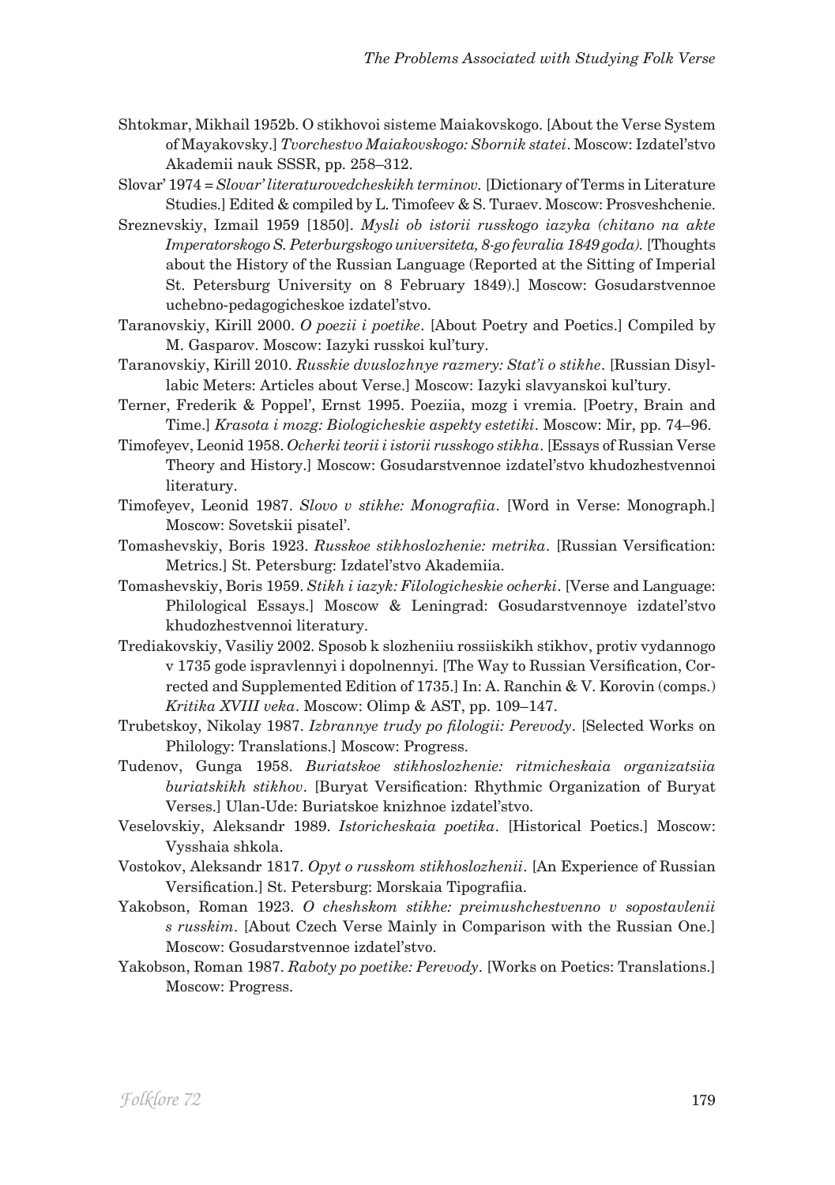Shtokmar, Mikhail 1952b. O stikhovoi sisteme Maiakovskogo. [About the Verse System of Mayakovsky.] *Tvorchestvo Maiakovskogo: Sbornik statei*. Moscow: Izdatel'stvo Akademii nauk SSSR, pp. 258–312.

Slovar' 1974 = *Slovar' literaturovedcheskikh terminov.* [Dictionary of Terms in Literature Studies.] Edited & compiled by L. Timofeev & S. Turaev. Moscow: Prosveshchenie.

Sreznevskiy, Izmail 1959 [1850]. *Mysli ob istorii russkogo iazyka (chitano na akte Imperatorskogo S. Peterburgskogo universiteta, 8-go fevralia 1849 goda).* [Thoughts about the History of the Russian Language (Reported at the Sitting of Imperial St. Petersburg University on 8 February 1849).] Moscow: Gosudarstvennoe uchebno-pedagogicheskoe izdatel'stvo.

Taranovskiy, Kirill 2000. *O poezii i poetike*. [About Poetry and Poetics.] Compiled by M. Gasparov. Moscow: Iazyki russkoi kul'tury.

Taranovskiy, Kirill 2010. *Russkie dvuslozhnye razmery: Stat'i o stikhe*. [Russian Disyllabic Meters: Articles about Verse.] Moscow: Iazyki slavyanskoi kul'tury.

Terner, Frederik & Poppel', Ernst 1995. Poeziia, mozg i vremia. [Poetry, Brain and Time.] *Krasota i mozg: Biologicheskie aspekty estetiki*. Moscow: Mir, pp. 74–96.

Timofeyev, Leonid 1958. *Ocherki teorii i istorii russkogo stikha*. [Essays of Russian Verse Theory and History.] Moscow: Gosudarstvennoe izdatel'stvo khudozhestvennoi literatury.

Timofeyev, Leonid 1987. *Slovo v stikhe: Monografiia*. [Word in Verse: Monograph.] Moscow: Sovetskii pisatel'.

Tomashevskiy, Boris 1923. *Russkoe stikhoslozhenie: metrika*. [Russian Versification: Metrics.] St. Petersburg: Izdatel'stvo Akademiia.

Tomashevskiy, Boris 1959. *Stikh i iazyk: Filologicheskie ocherki*. [Verse and Language: Philological Essays.] Moscow & Leningrad: Gosudarstvennoye izdatel'stvo khudozhestvennoi literatury.

Trediakovskiy, Vasiliy 2002. Sposob k slozheniiu rossiiskikh stikhov, protiv vydannogo v 1735 gode ispravlennyi i dopolnennyi. [The Way to Russian Versification, Corrected and Supplemented Edition of 1735.] In: A. Ranchin & V. Korovin (comps.) *Kritika XVIII veka*. Moscow: Olimp & AST, pp. 109–147.

Trubetskoy, Nikolay 1987. *Izbrannye trudy po filologii: Perevody*. [Selected Works on Philology: Translations.] Moscow: Progress.

Tudenov, Gunga 1958. *Buriatskoe stikhoslozhenie: ritmicheskaia organizatsiia buriatskikh stikhov*. [Buryat Versification: Rhythmic Organization of Buryat Verses.] Ulan-Ude: Buriatskoe knizhnoe izdatel'stvo.

Veselovskiy, Aleksandr 1989. *Istoricheskaia poetika*. [Historical Poetics.] Moscow: Vysshaia shkola.

Vostokov, Aleksandr 1817. *Opyt o russkom stikhoslozhenii*. [An Experience of Russian Versification.] St. Petersburg: Morskaia Tipografiia.

Yakobson, Roman 1923. *O cheshskom stikhe: preimushchestvenno v sopostavlenii s russkim*. [About Czech Verse Mainly in Comparison with the Russian One.] Moscow: Gosudarstvennoe izdatel'stvo.

Yakobson, Roman 1987. *Raboty po poetike: Perevody*. [Works on Poetics: Translations.] Moscow: Progress.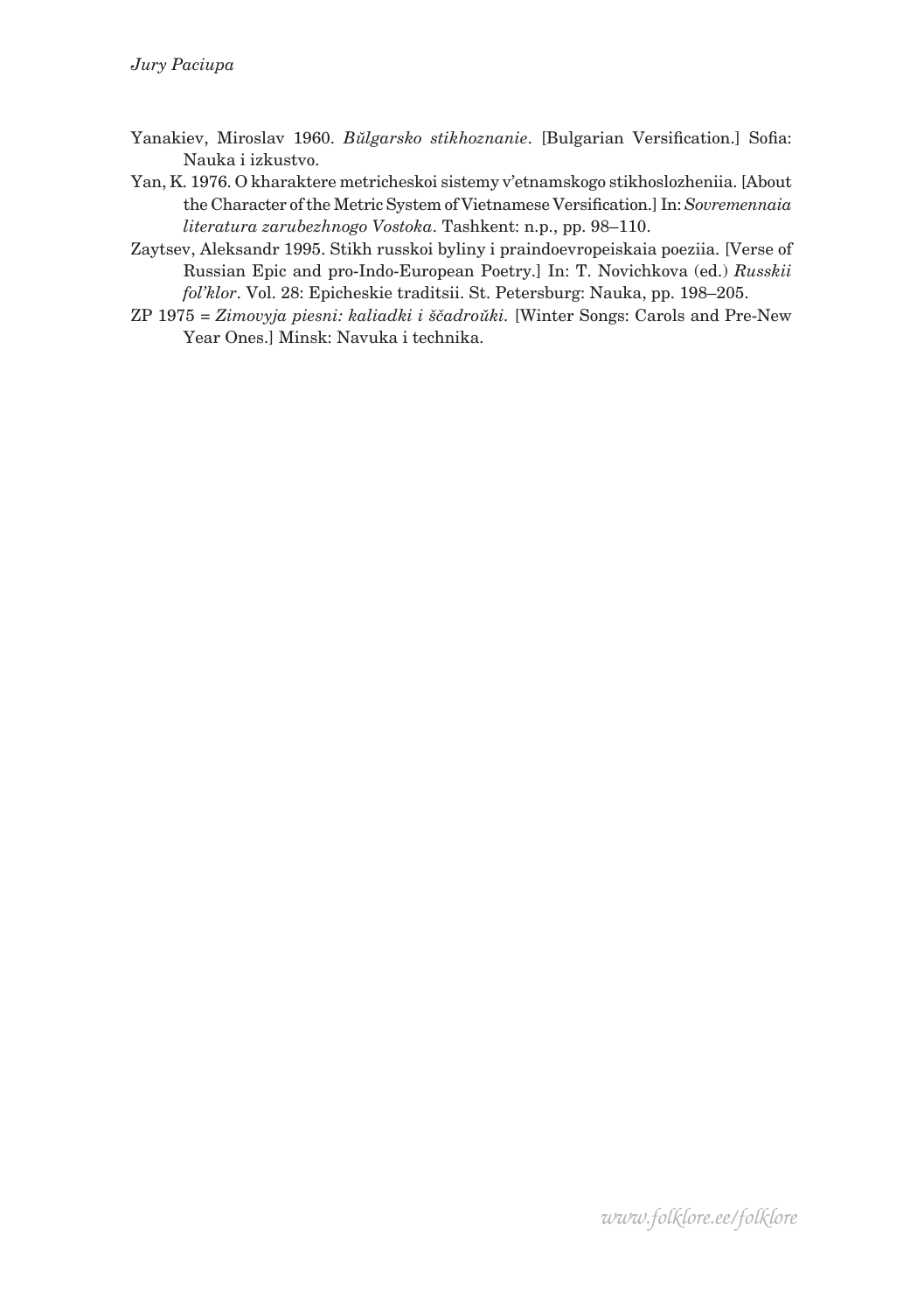Yanakiev, Miroslav 1960. *Bŭlgarsko stikhoznanie*. [Bulgarian Versification.] Sofia: Nauka i izkustvo.

Yan, K. 1976. O kharaktere metricheskoi sistemy v'etnamskogo stikhoslozheniia. [About the Character of the Metric System of Vietnamese Versification.] In: *Sovremennaia literatura zarubezhnogo Vostoka*. Tashkent: n.p., pp. 98–110.

Zaytsev, Aleksandr 1995. Stikh russkoi byliny i praindoevropeiskaia poeziia. [Verse of Russian Epic and pro-Indo-European Poetry.] In: T. Novichkova (ed.) *Russkii fol'klor*. Vol. 28: Epicheskie traditsii. St. Petersburg: Nauka, pp. 198–205.

ZP 1975 = *Zimovyja piesni: kaliadki i ščadroŭki.* [Winter Songs: Carols and Pre-New Year Ones.] Minsk: Navuka i technika.